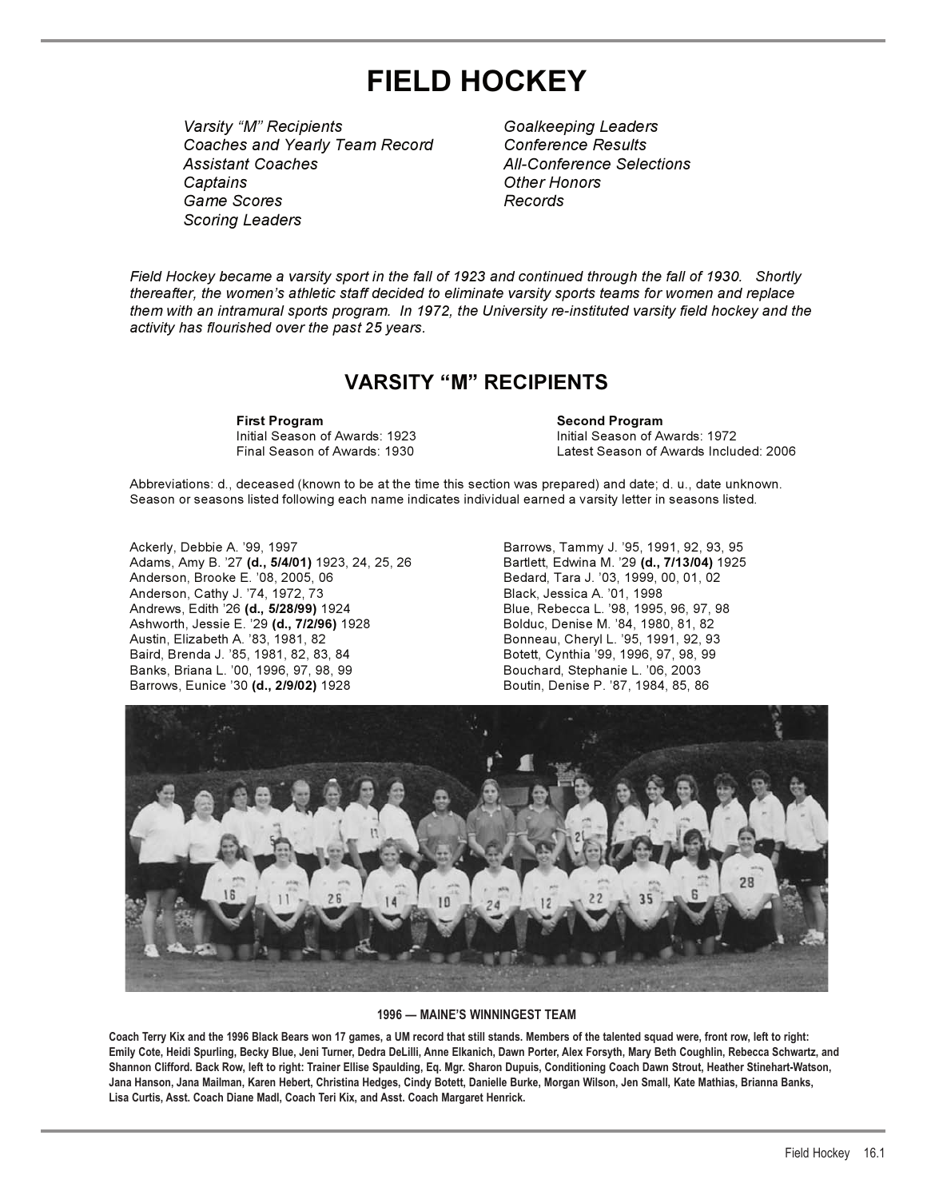# FIELD HOCKEY

*Varsity "M" Recipients*
*Coaches and Yearly Team Record*
*Assistant Coaches*
*Captains*
*Game Scores*
*Scoring Leaders*
*Goalkeeping Leaders*
*Conference Results*
*All-Conference Selections*
*Other Honors*
*Records*

*Field Hockey became a varsity sport in the fall of 1923 and continued through the fall of 1930. Shortly thereafter, the women's athletic staff decided to eliminate varsity sports teams for women and replace them with an intramural sports program. In 1972, the University re-instituted varsity field hockey and the activity has flourished over the past 25 years.*

## VARSITY "M" RECIPIENTS

**First Program**
Initial Season of Awards: 1923
Final Season of Awards: 1930

**Second Program**
Initial Season of Awards: 1972
Latest Season of Awards Included: 2006

Abbreviations: d., deceased (known to be at the time this section was prepared) and date; d. u., date unknown. Season or seasons listed following each name indicates individual earned a varsity letter in seasons listed.

Ackerly, Debbie A. '99, 1997
Adams, Amy B. '27 **(d., 5/4/01)** 1923, 24, 25, 26
Anderson, Brooke E. '08, 2005, 06
Anderson, Cathy J. '74, 1972, 73
Andrews, Edith '26 **(d., 5/28/99)** 1924
Ashworth, Jessie E. '29 **(d., 7/2/96)** 1928
Austin, Elizabeth A. '83, 1981, 82
Baird, Brenda J. '85, 1981, 82, 83, 84
Banks, Briana L. '00, 1996, 97, 98, 99
Barrows, Eunice '30 **(d., 2/9/02)** 1928
Barrows, Tammy J. '95, 1991, 92, 93, 95
Bartlett, Edwina M. '29 **(d., 7/13/04)** 1925
Bedard, Tara J. '03, 1999, 00, 01, 02
Black, Jessica A. '01, 1998
Blue, Rebecca L. '98, 1995, 96, 97, 98
Bolduc, Denise M. '84, 1980, 81, 82
Bonneau, Cheryl L. '95, 1991, 92, 93
Botett, Cynthia '99, 1996, 97, 98, 99
Bouchard, Stephanie L. '06, 2003
Boutin, Denise P. '87, 1984, 85, 86

**1996 — MAINE'S WINNINGEST TEAM**

**Coach Terry Kix and the 1996 Black Bears won 17 games, a UM record that still stands. Members of the talented squad were, front row, left to right: Emily Cote, Heidi Spurling, Becky Blue, Jeni Turner, Dedra DeLilli, Anne Elkanich, Dawn Porter, Alex Forsyth, Mary Beth Coughlin, Rebecca Schwartz, and Shannon Clifford. Back Row, left to right: Trainer Ellise Spaulding, Eq. Mgr. Sharon Dupuis, Conditioning Coach Dawn Strout, Heather Stinehart-Watson, Jana Hanson, Jana Mailman, Karen Hebert, Christina Hedges, Cindy Botett, Danielle Burke, Morgan Wilson, Jen Small, Kate Mathias, Brianna Banks, Lisa Curtis, Asst. Coach Diane Madl, Coach Teri Kix, and Asst. Coach Margaret Henrick.**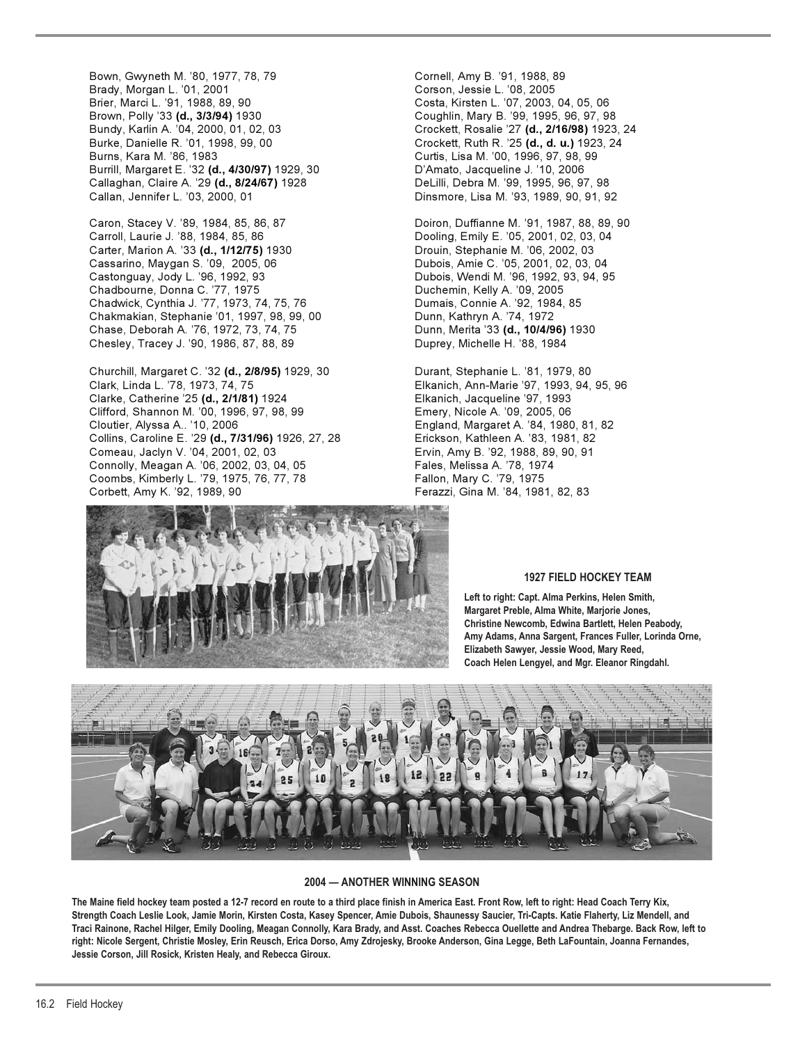Bown, Gwyneth M. '80, 1977, 78, 79
Brady, Morgan L. '01, 2001
Brier, Marci L. '91, 1988, 89, 90
Brown, Polly '33 **(d., 3/3/94)** 1930
Bundy, Karlin A. '04, 2000, 01, 02, 03
Burke, Danielle R. '01, 1998, 99, 00
Burns, Kara M. '86, 1983
Burrill, Margaret E. '32 **(d., 4/30/97)** 1929, 30
Callaghan, Claire A. '29 **(d., 8/24/67)** 1928
Callan, Jennifer L. '03, 2000, 01

Caron, Stacey V. '89, 1984, 85, 86, 87
Carroll, Laurie J. '88, 1984, 85, 86
Carter, Marion A. '33 **(d., 1/12/75)** 1930
Cassarino, Maygan S. '09, 2005, 06
Castonguay, Jody L. '96, 1992, 93
Chadbourne, Donna C. '77, 1975
Chadwick, Cynthia J. '77, 1973, 74, 75, 76
Chakmakian, Stephanie '01, 1997, 98, 99, 00
Chase, Deborah A. '76, 1972, 73, 74, 75
Chesley, Tracey J. '90, 1986, 87, 88, 89

Churchill, Margaret C. '32 **(d., 2/8/95)** 1929, 30
Clark, Linda L. '78, 1973, 74, 75
Clarke, Catherine '25 **(d., 2/1/81)** 1924
Clifford, Shannon M. '00, 1996, 97, 98, 99
Cloutier, Alyssa A.. '10, 2006
Collins, Caroline E. '29 **(d., 7/31/96)** 1926, 27, 28
Comeau, Jaclyn V. '04, 2001, 02, 03
Connolly, Meagan A. '06, 2002, 03, 04, 05
Coombs, Kimberly L. '79, 1975, 76, 77, 78
Corbett, Amy K. '92, 1989, 90

Cornell, Amy B. '91, 1988, 89
Corson, Jessie L. '08, 2005
Costa, Kirsten L. '07, 2003, 04, 05, 06
Coughlin, Mary B. '99, 1995, 96, 97, 98
Crockett, Rosalie '27 **(d., 2/16/98)** 1923, 24
Crockett, Ruth R. '25 **(d., d. u.)** 1923, 24
Curtis, Lisa M. '00, 1996, 97, 98, 99
D'Amato, Jacqueline J. '10, 2006
DeLilli, Debra M. '99, 1995, 96, 97, 98
Dinsmore, Lisa M. '93, 1989, 90, 91, 92

Doiron, Duffianne M. '91, 1987, 88, 89, 90
Dooling, Emily E. '05, 2001, 02, 03, 04
Drouin, Stephanie M. '06, 2002, 03
Dubois, Amie C. '05, 2001, 02, 03, 04
Dubois, Wendi M. '96, 1992, 93, 94, 95
Duchemin, Kelly A. '09, 2005
Dumais, Connie A. '92, 1984, 85
Dunn, Kathryn A. '74, 1972
Dunn, Merita '33 **(d., 10/4/96)** 1930
Duprey, Michelle H. '88, 1984

Durant, Stephanie L. '81, 1979, 80
Elkanich, Ann-Marie '97, 1993, 94, 95, 96
Elkanich, Jacqueline '97, 1993
Emery, Nicole A. '09, 2005, 06
England, Margaret A. '84, 1980, 81, 82
Erickson, Kathleen A. '83, 1981, 82
Ervin, Amy B. '92, 1988, 89, 90, 91
Fales, Melissa A. '78, 1974
Fallon, Mary C. '79, 1975
Ferazzi, Gina M. '84, 1981, 82, 83

**1927 FIELD HOCKEY TEAM**

**Left to right: Capt. Alma Perkins, Helen Smith, Margaret Preble, Alma White, Marjorie Jones, Christine Newcomb, Edwina Bartlett, Helen Peabody, Amy Adams, Anna Sargent, Frances Fuller, Lorinda Orne, Elizabeth Sawyer, Jessie Wood, Mary Reed, Coach Helen Lengyel, and Mgr. Eleanor Ringdahl.**

**2004 — ANOTHER WINNING SEASON**

**The Maine field hockey team posted a 12-7 record en route to a third place finish in America East. Front Row, left to right: Head Coach Terry Kix, Strength Coach Leslie Look, Jamie Morin, Kirsten Costa, Kasey Spencer, Amie Dubois, Shaunessy Saucier, Tri-Capts. Katie Flaherty, Liz Mendell, and Traci Rainone, Rachel Hilger, Emily Dooling, Meagan Connolly, Kara Brady, and Asst. Coaches Rebecca Ouellette and Andrea Thebarge. Back Row, left to right: Nicole Sergent, Christie Mosley, Erin Reusch, Erica Dorso, Amy Zdrojesky, Brooke Anderson, Gina Legge, Beth LaFountain, Joanna Fernandes, Jessie Corson, Jill Rosick, Kristen Healy, and Rebecca Giroux.**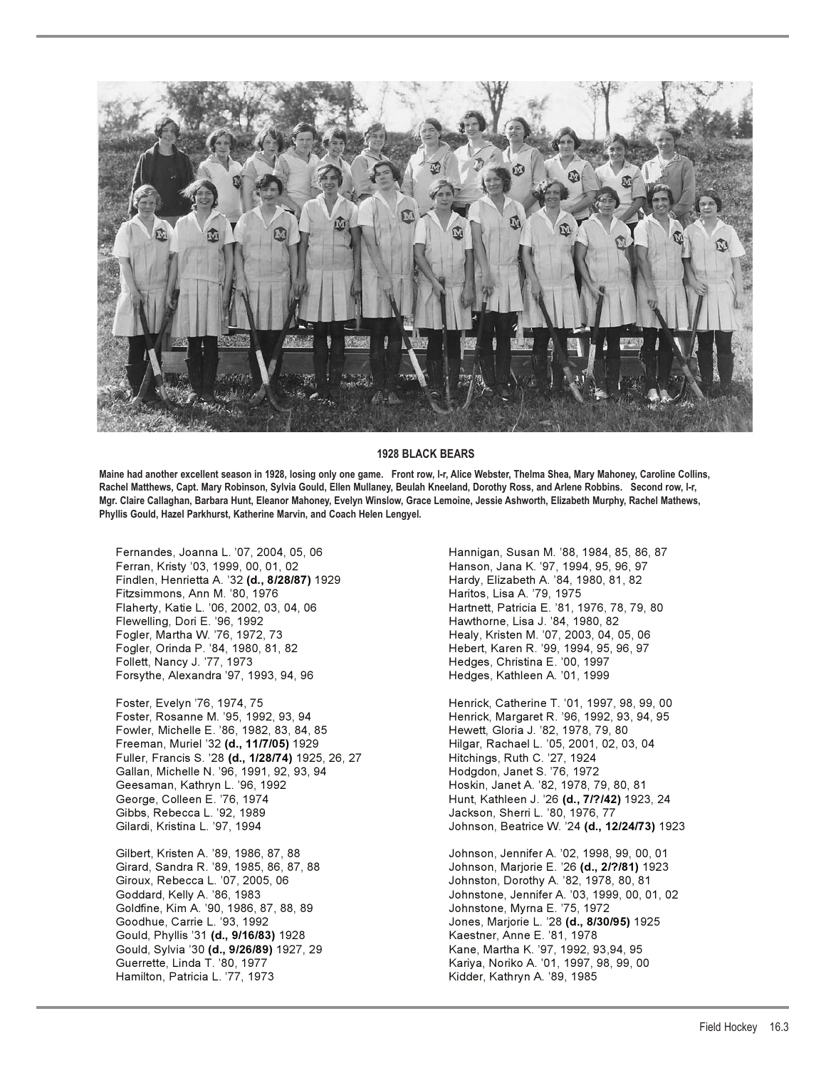**1928 BLACK BEARS**

**Maine had another excellent season in 1928, losing only one game. Front row, l-r, Alice Webster, Thelma Shea, Mary Mahoney, Caroline Collins, Rachel Matthews, Capt. Mary Robinson, Sylvia Gould, Ellen Mullaney, Beulah Kneeland, Dorothy Ross, and Arlene Robbins. Second row, l-r, Mgr. Claire Callaghan, Barbara Hunt, Eleanor Mahoney, Evelyn Winslow, Grace Lemoine, Jessie Ashworth, Elizabeth Murphy, Rachel Mathews, Phyllis Gould, Hazel Parkhurst, Katherine Marvin, and Coach Helen Lengyel.**

Fernandes, Joanna L. '07, 2004, 05, 06
Ferran, Kristy '03, 1999, 00, 01, 02
Findlen, Henrietta A. '32 **(d., 8/28/87)** 1929
Fitzsimmons, Ann M. '80, 1976
Flaherty, Katie L. '06, 2002, 03, 04, 06
Flewelling, Dori E. '96, 1992
Fogler, Martha W. '76, 1972, 73
Fogler, Orinda P. '84, 1980, 81, 82
Follett, Nancy J. '77, 1973
Forsythe, Alexandra '97, 1993, 94, 96

Foster, Evelyn '76, 1974, 75
Foster, Rosanne M. '95, 1992, 93, 94
Fowler, Michelle E. '86, 1982, 83, 84, 85
Freeman, Muriel '32 **(d., 11/7/05)** 1929
Fuller, Francis S. '28 **(d., 1/28/74)** 1925, 26, 27
Gallan, Michelle N. '96, 1991, 92, 93, 94
Geesaman, Kathryn L. '96, 1992
George, Colleen E. '76, 1974
Gibbs, Rebecca L. '92, 1989
Gilardi, Kristina L. '97, 1994

Gilbert, Kristen A. '89, 1986, 87, 88
Girard, Sandra R. '89, 1985, 86, 87, 88
Giroux, Rebecca L. '07, 2005, 06
Goddard, Kelly A. '86, 1983
Goldfine, Kim A. '90, 1986, 87, 88, 89
Goodhue, Carrie L. '93, 1992
Gould, Phyllis '31 **(d., 9/16/83)** 1928
Gould, Sylvia '30 **(d., 9/26/89)** 1927, 29
Guerrette, Linda T. '80, 1977
Hamilton, Patricia L. '77, 1973

Hannigan, Susan M. '88, 1984, 85, 86, 87
Hanson, Jana K. '97, 1994, 95, 96, 97
Hardy, Elizabeth A. '84, 1980, 81, 82
Haritos, Lisa A. '79, 1975
Hartnett, Patricia E. '81, 1976, 78, 79, 80
Hawthorne, Lisa J. '84, 1980, 82
Healy, Kristen M. '07, 2003, 04, 05, 06
Hebert, Karen R. '99, 1994, 95, 96, 97
Hedges, Christina E. '00, 1997
Hedges, Kathleen A. '01, 1999

Henrick, Catherine T. '01, 1997, 98, 99, 00
Henrick, Margaret R. '96, 1992, 93, 94, 95
Hewett, Gloria J. '82, 1978, 79, 80
Hilgar, Rachael L. '05, 2001, 02, 03, 04
Hitchings, Ruth C. '27, 1924
Hodgdon, Janet S. '76, 1972
Hoskin, Janet A. '82, 1978, 79, 80, 81
Hunt, Kathleen J. '26 **(d., 7/?/42)** 1923, 24
Jackson, Sherri L. '80, 1976, 77
Johnson, Beatrice W. '24 **(d., 12/24/73)** 1923

Johnson, Jennifer A. '02, 1998, 99, 00, 01
Johnson, Marjorie E. '26 **(d., 2/?/81)** 1923
Johnston, Dorothy A. '82, 1978, 80, 81
Johnstone, Jennifer A. '03, 1999, 00, 01, 02
Johnstone, Myrna E. '75, 1972
Jones, Marjorie L. '28 **(d., 8/30/95)** 1925
Kaestner, Anne E. '81, 1978
Kane, Martha K. '97, 1992, 93,94, 95
Kariya, Noriko A. '01, 1997, 98, 99, 00
Kidder, Kathryn A. '89, 1985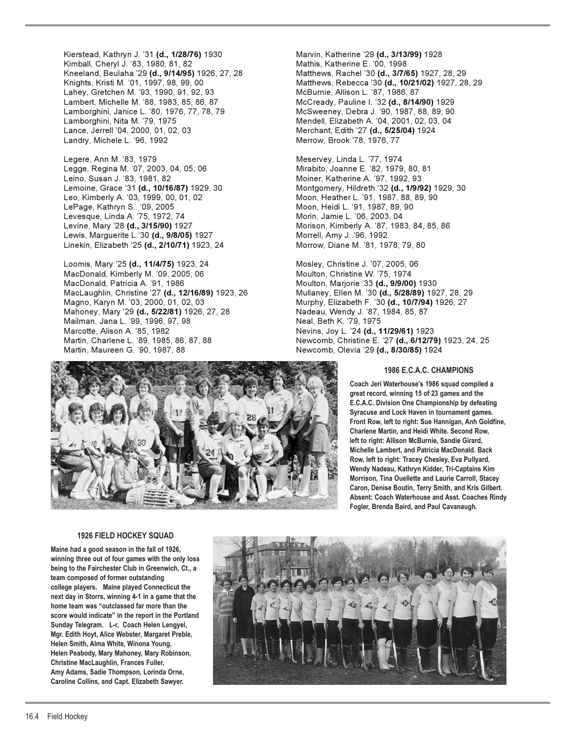Kierstead, Kathryn J. '31 **(d., 1/28/76)** 1930
Kimball, Cheryl J. '83, 1980, 81, 82
Kneeland, Beulaha '29 **(d., 9/14/95)** 1926, 27, 28
Knights, Kristi M. '01, 1997, 98, 99, 00
Lahey, Gretchen M. '93, 1990, 91, 92, 93
Lambert, Michelle M. '88, 1983, 85, 86, 87
Lamborghini, Janice L. '80, 1976, 77, 78, 79
Lamborghini, Nita M. '79, 1975
Lance, Jerrell '04, 2000, 01, 02, 03
Landry, Michele L. '96, 1992

Legere, Ann M. '83, 1979
Legge, Regina M. '07, 2003, 04, 05, 06
Leino, Susan J. '83, 1981, 82
Lemoine, Grace '31 **(d., 10/16/87)** 1929, 30
Leo, Kimberly A. '03, 1999, 00, 01, 02
LePage, Kathryn S. '09, 2005
Levesque, Linda A. '75, 1972, 74
Levine, Mary '28 **(d., 3/15/90)** 1927
Lewis, Marguerite L.'30 **(d., 9/8/05)** 1927
Linekin, Elizabeth '25 **(d., 2/10/71)** 1923, 24

Loomis, Mary '25 **(d., 11/4/75)** 1923, 24
MacDonald, Kimberly M. '09, 2005, 06
MacDonald, Patricia A. '91, 1986
MacLaughlin, Christine '27 **(d., 12/16/89)** 1923, 26
Magno, Karyn M. '03, 2000, 01, 02, 03
Mahoney, Mary '29 **(d., 5/22/81)** 1926, 27, 28
Mailman, Jana L. '99, 1996, 97, 98
Marcotte, Alison A. '85, 1982
Martin, Charlene L. '89, 1985, 86, 87, 88
Martin, Maureen G. '90, 1987, 88

Marvin, Katherine '29 **(d., 3/13/99)** 1928
Mathis, Katherine E. '00, 1998
Matthews, Rachel '30 **(d., 3/7/65)** 1927, 28, 29
Matthews, Rebecca '30 **(d., 10/21/02)** 1927, 28, 29
McBurnie, Allison L. '87, 1986, 87
McCready, Pauline I. '32 **(d., 8/14/90)** 1929
McSweeney, Debra J. '90, 1987, 88, 89, 90
Mendell, Elizabeth A. '04, 2001, 02, 03, 04
Merchant, Edith '27 **(d., 5/25/04)** 1924
Merrow, Brook '78, 1976, 77

Meservey, Linda L. '77, 1974
Mirabito, Joanne E. '82, 1979, 80, 81
Moiner, Katherine A. '97, 1992, 93
Montgomery, Hildreth '32 **(d., 1/9/92)** 1929, 30
Moon, Heather L. '91, 1987, 88, 89, 90
Moon, Heidi L. '91, 1987, 89, 90
Morin, Jamie L. '06, 2003, 04
Morison, Kimberly A. '87, 1983, 84, 85, 86
Morrell, Amy J. '96, 1992
Morrow, Diane M. '81, 1978, 79, 80

Mosley, Christine J. '07, 2005, 06
Moulton, Christine W. '75, 1974
Moulton, Marjorie '33 **(d., 9/9/00)** 1930
Mullaney, Ellen M. '30 **(d., 5/28/89)** 1927, 28, 29
Murphy, Elizabeth F. '30 **(d., 10/7/94)** 1926, 27
Nadeau, Wendy J. '87, 1984, 85, 87
Neal, Beth K. '79, 1975
Nevins, Joy L. '24 **(d., 11/29/61)** 1923
Newcomb, Christine E. '27 **(d., 6/12/79)** 1923, 24, 25
Newcomb, Olevia '29 **(d., 8/30/85)** 1924

**1986 E.C.A.C. CHAMPIONS**

**Coach Jeri Waterhouse's 1986 squad compiled a great record, winning 15 of 23 games and the E.C.A.C. Division One Championship by defeating Syracuse and Lock Haven in tournament games. Front Row, left to right: Sue Hannigan, Anh Goldfine, Charlene Martin, and Heidi White. Second Row, left to right: Allison McBurnie, Sandie Girard, Michelle Lambert, and Patricia MacDonald. Back Row, left to right: Tracey Chesley, Eva Pullyard, Wendy Nadeau, Kathryn Kidder, Tri-Captains Kim Morrison, Tina Ouellette and Laurie Carroll, Stacey Caron, Denise Boutin, Terry Smith, and Kris Gilbert. Absent: Coach Waterhouse and Asst. Coaches Rindy Fogler, Brenda Baird, and Paul Cavanaugh.**

**1926 FIELD HOCKEY SQUAD**

**Maine had a good season in the fall of 1926, winning three out of four games with the only loss being to the Fairchester Club in Greenwich, Ct., a team composed of former outstanding college players. Maine played Connecticut the next day in Storrs, winning 4-1 in a game that the home team was "outclassed far more than the score would indicate" in the report in the Portland Sunday Telegram. L-r, Coach Helen Lengyel, Mgr. Edith Hoyt, Alice Webster, Margaret Preble, Helen Smith, Alma White, Winona Young, Helen Peabody, Mary Mahoney, Mary Robinson, Christine MacLaughlin, Frances Fuller, Amy Adams, Sadie Thompson, Lorinda Orne, Caroline Collins, and Capt. Elizabeth Sawyer.**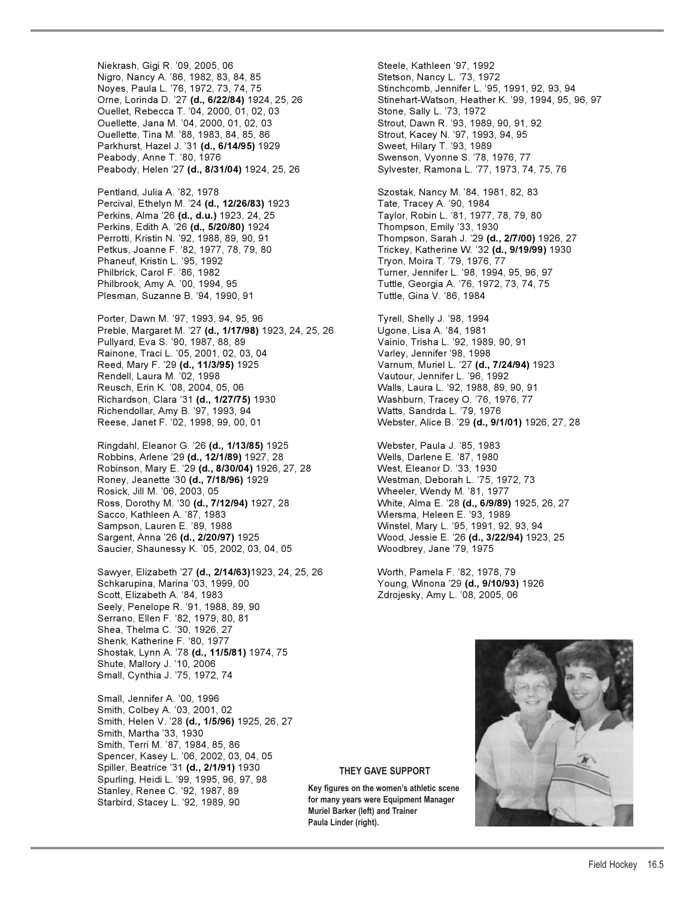Niekrash, Gigi R. '09, 2005, 06
Nigro, Nancy A. '86, 1982, 83, 84, 85
Noyes, Paula L. '76, 1972, 73, 74, 75
Orne, Lorinda D. '27 **(d., 6/22/84)** 1924, 25, 26
Ouellet, Rebecca T. '04, 2000, 01, 02, 03
Ouellette, Jana M. '04, 2000, 01, 02, 03
Ouellette, Tina M. '88, 1983, 84, 85, 86
Parkhurst, Hazel J. '31 **(d., 6/14/95)** 1929
Peabody, Anne T. '80, 1976
Peabody, Helen '27 **(d., 8/31/04)** 1924, 25, 26

Pentland, Julia A. '82, 1978
Percival, Ethelyn M. '24 **(d., 12/26/83)** 1923
Perkins, Alma '26 **(d., d.u.)** 1923, 24, 25
Perkins, Edith A. '26 **(d., 5/20/80)** 1924
Perrotti, Kristin N. '92, 1988, 89, 90, 91
Petkus, Joanne F. '82, 1977, 78, 79, 80
Phaneuf, Kristin L. '95, 1992
Philbrick, Carol F. '86, 1982
Philbrook, Amy A. '00, 1994, 95
Plesman, Suzanne B. '94, 1990, 91

Porter, Dawn M. '97, 1993, 94, 95, 96
Preble, Margaret M. '27 **(d., 1/17/98)** 1923, 24, 25, 26
Pullyard, Eva S. '90, 1987, 88, 89
Rainone, Traci L. '05, 2001, 02, 03, 04
Reed, Mary F. '29 **(d., 11/3/95)** 1925
Rendell, Laura M. '02, 1998
Reusch, Erin K. '08, 2004, 05, 06
Richardson, Clara '31 **(d., 1/27/75)** 1930
Richendollar, Amy B. '97, 1993, 94
Reese, Janet F. '02, 1998, 99, 00, 01

Ringdahl, Eleanor G. '26 **(d., 1/13/85)** 1925
Robbins, Arlene '29 **(d., 12/1/89)** 1927, 28
Robinson, Mary E. '29 **(d., 8/30/04)** 1926, 27, 28
Roney, Jeanette '30 **(d., 7/18/96)** 1929
Rosick, Jill M. '06, 2003, 05
Ross, Dorothy M. '30 **(d., 7/12/94)** 1927, 28
Sacco, Kathleen A. '87, 1983
Sampson, Lauren E. '89, 1988
Sargent, Anna '26 **(d., 2/20/97)** 1925
Saucier, Shaunessy K. '05, 2002, 03, 04, 05

Sawyer, Elizabeth '27 **(d., 2/14/63)**1923, 24, 25, 26
Schkarupina, Marina '03, 1999, 00
Scott, Elizabeth A. '84, 1983
Seely, Penelope R. '91, 1988, 89, 90
Serrano, Ellen F. '82, 1979, 80, 81
Shea, Thelma C. '30, 1926, 27
Shenk, Katherine F. '80, 1977
Shostak, Lynn A. '78 **(d., 11/5/81)** 1974, 75
Shute, Mallory J. '10, 2006
Small, Cynthia J. '75, 1972, 74

Small, Jennifer A. '00, 1996
Smith, Colbey A. '03, 2001, 02
Smith, Helen V. '28 **(d., 1/5/96)** 1925, 26, 27
Smith, Martha '33, 1930
Smith, Terri M. '87, 1984, 85, 86
Spencer, Kasey L. '06, 2002, 03, 04, 05
Spiller, Beatrice '31 **(d., 2/1/91)** 1930
Spurling, Heidi L. '99, 1995, 96, 97, 98
Stanley, Renee C. '92, 1987, 89
Starbird, Stacey L. '92, 1989, 90

Steele, Kathleen '97, 1992
Stetson, Nancy L. '73, 1972
Stinchcomb, Jennifer L. '95, 1991, 92, 93, 94
Stinehart-Watson, Heather K. '99, 1994, 95, 96, 97
Stone, Sally L. '73, 1972
Strout, Dawn R. '93, 1989, 90, 91, 92
Strout, Kacey N. '97, 1993, 94, 95
Sweet, Hilary T. '93, 1989
Swenson, Vyonne S. '78, 1976, 77
Sylvester, Ramona L. '77, 1973, 74, 75, 76

Szostak, Nancy M. '84, 1981, 82, 83
Tate, Tracey A. '90, 1984
Taylor, Robin L. '81, 1977, 78, 79, 80
Thompson, Emily '33, 1930
Thompson, Sarah J. '29 **(d., 2/7/00)** 1926, 27
Trickey, Katherine W. '32 **(d., 9/19/99)** 1930
Tryon, Moira T. '79, 1976, 77
Turner, Jennifer L. '98, 1994, 95, 96, 97
Tuttle, Georgia A. '76, 1972, 73, 74, 75
Tuttle, Gina V. '86, 1984

Tyrell, Shelly J. '98, 1994
Ugone, Lisa A. '84, 1981
Vainio, Trisha L. '92, 1989, 90, 91
Varley, Jennifer '98, 1998
Varnum, Muriel L. '27 **(d., 7/24/94)** 1923
Vautour, Jennifer L. '96, 1992
Walls, Laura L. '92, 1988, 89, 90, 91
Washburn, Tracey O. '76, 1976, 77
Watts, Sandrda L. '79, 1976
Webster, Alice B. '29 **(d., 9/1/01)** 1926, 27, 28

Webster, Paula J. '85, 1983
Wells, Darlene E. '87, 1980
West, Eleanor D. '33, 1930
Westman, Deborah L. '75, 1972, 73
Wheeler, Wendy M. '81, 1977
White, Alma E. '28 **(d., 6/9/89)** 1925, 26, 27
Wiersma, Heleen E. '93, 1989
Winstel, Mary L. '95, 1991, 92, 93, 94
Wood, Jessie E. '26 **(d., 3/22/94)** 1923, 25
Woodbrey, Jane '79, 1975

Worth, Pamela F. '82, 1978, 79
Young, Winona '29 **(d., 9/10/93)** 1926
Zdrojesky, Amy L. '08, 2005, 06

**THEY GAVE SUPPORT**

**Key figures on the women's athletic scene for many years were Equipment Manager Muriel Barker (left) and Trainer Paula Linder (right).**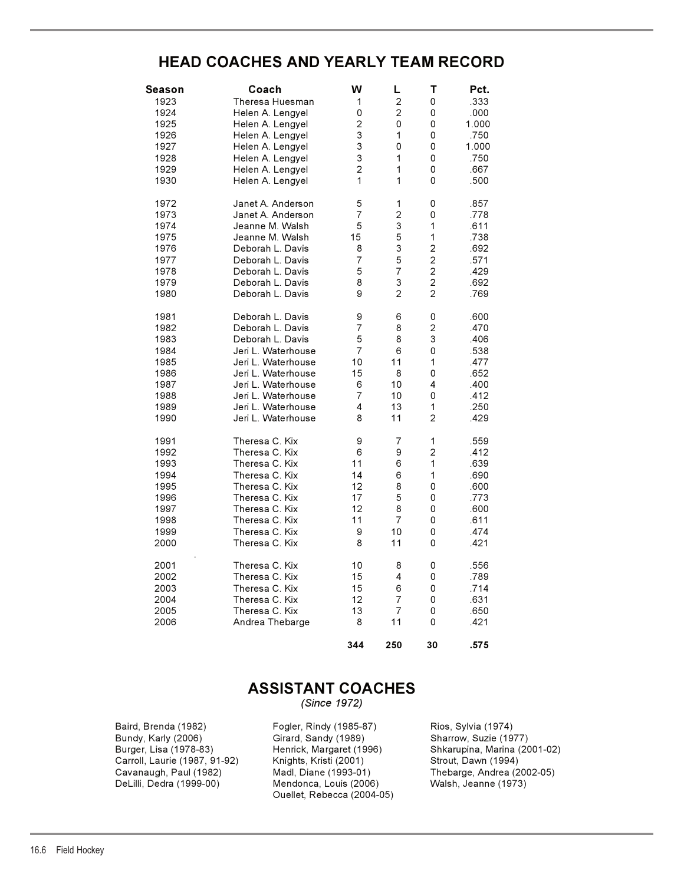# HEAD COACHES AND YEARLY TEAM RECORD

| Season | Coach | W | L | T | Pct. |
|---|---|---|---|---|---|
| 1923 | Theresa Huesman | 1 | 2 | 0 | .333 |
| 1924 | Helen A. Lengyel | 0 | 2 | 0 | .000 |
| 1925 | Helen A. Lengyel | 2 | 0 | 0 | 1.000 |
| 1926 | Helen A. Lengyel | 3 | 1 | 0 | .750 |
| 1927 | Helen A. Lengyel | 3 | 0 | 0 | 1.000 |
| 1928 | Helen A. Lengyel | 3 | 1 | 0 | .750 |
| 1929 | Helen A. Lengyel | 2 | 1 | 0 | .667 |
| 1930 | Helen A. Lengyel | 1 | 1 | 0 | .500 |
| 1972 | Janet A. Anderson | 5 | 1 | 0 | .857 |
| 1973 | Janet A. Anderson | 7 | 2 | 0 | .778 |
| 1974 | Jeanne M. Walsh | 5 | 3 | 1 | .611 |
| 1975 | Jeanne M. Walsh | 15 | 5 | 1 | .738 |
| 1976 | Deborah L. Davis | 8 | 3 | 2 | .692 |
| 1977 | Deborah L. Davis | 7 | 5 | 2 | .571 |
| 1978 | Deborah L. Davis | 5 | 7 | 2 | .429 |
| 1979 | Deborah L. Davis | 8 | 3 | 2 | .692 |
| 1980 | Deborah L. Davis | 9 | 2 | 2 | .769 |
| 1981 | Deborah L. Davis | 9 | 6 | 0 | .600 |
| 1982 | Deborah L. Davis | 7 | 8 | 2 | .470 |
| 1983 | Deborah L. Davis | 5 | 8 | 3 | .406 |
| 1984 | Jeri L. Waterhouse | 7 | 6 | 0 | .538 |
| 1985 | Jeri L. Waterhouse | 10 | 11 | 1 | .477 |
| 1986 | Jeri L. Waterhouse | 15 | 8 | 0 | .652 |
| 1987 | Jeri L. Waterhouse | 6 | 10 | 4 | .400 |
| 1988 | Jeri L. Waterhouse | 7 | 10 | 0 | .412 |
| 1989 | Jeri L. Waterhouse | 4 | 13 | 1 | .250 |
| 1990 | Jeri L. Waterhouse | 8 | 11 | 2 | .429 |
| 1991 | Theresa C. Kix | 9 | 7 | 1 | .559 |
| 1992 | Theresa C. Kix | 6 | 9 | 2 | .412 |
| 1993 | Theresa C. Kix | 11 | 6 | 1 | .639 |
| 1994 | Theresa C. Kix | 14 | 6 | 1 | .690 |
| 1995 | Theresa C. Kix | 12 | 8 | 0 | .600 |
| 1996 | Theresa C. Kix | 17 | 5 | 0 | .773 |
| 1997 | Theresa C. Kix | 12 | 8 | 0 | .600 |
| 1998 | Theresa C. Kix | 11 | 7 | 0 | .611 |
| 1999 | Theresa C. Kix | 9 | 10 | 0 | .474 |
| 2000 | Theresa C. Kix | 8 | 11 | 0 | .421 |
| 2001 | Theresa C. Kix | 10 | 8 | 0 | .556 |
| 2002 | Theresa C. Kix | 15 | 4 | 0 | .789 |
| 2003 | Theresa C. Kix | 15 | 6 | 0 | .714 |
| 2004 | Theresa C. Kix | 12 | 7 | 0 | .631 |
| 2005 | Theresa C. Kix | 13 | 7 | 0 | .650 |
| 2006 | Andrea Thebarge | 8 | 11 | 0 | .421 |
| | | **344** | **250** | **30** | **.575** |

# ASSISTANT COACHES

*(Since 1972)*

Baird, Brenda (1982)
Bundy, Karly (2006)
Burger, Lisa (1978-83)
Carroll, Laurie (1987, 91-92)
Cavanaugh, Paul (1982)
DeLilli, Dedra (1999-00)
Fogler, Rindy (1985-87)
Girard, Sandy (1989)
Henrick, Margaret (1996)
Knights, Kristi (2001)
Madl, Diane (1993-01)
Mendonca, Louis (2006)
Ouellet, Rebecca (2004-05)
Rios, Sylvia (1974)
Sharrow, Suzie (1977)
Shkarupina, Marina (2001-02)
Strout, Dawn (1994)
Thebarge, Andrea (2002-05)
Walsh, Jeanne (1973)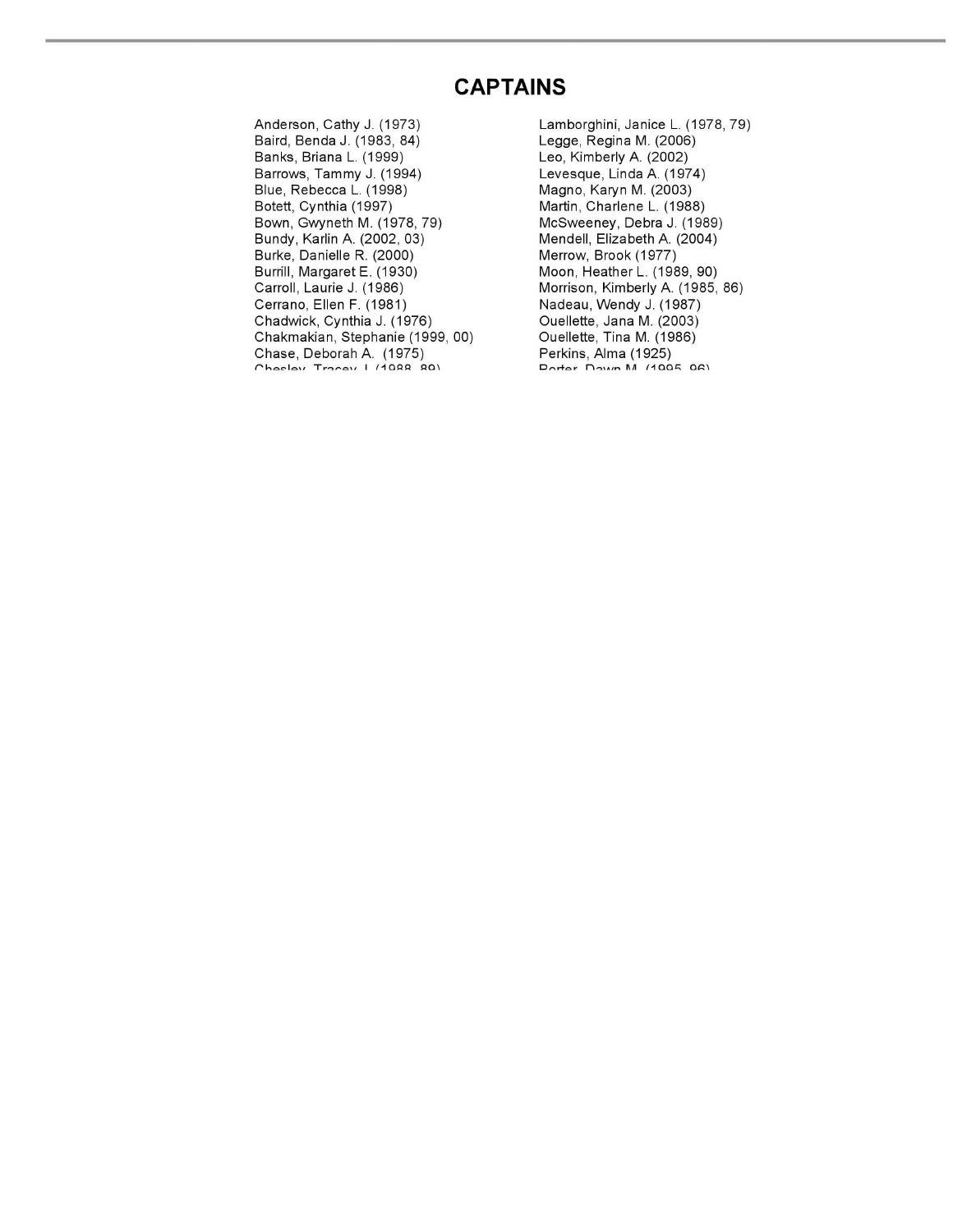# CAPTAINS

Anderson, Cathy J. (1973)
Baird, Benda J. (1983, 84)
Banks, Briana L. (1999)
Barrows, Tammy J. (1994)
Blue, Rebecca L. (1998)
Botett, Cynthia (1997)
Bown, Gwyneth M. (1978, 79)
Bundy, Karlin A. (2002, 03)
Burke, Danielle R. (2000)
Burrill, Margaret E. (1930)
Carroll, Laurie J. (1986)
Cerrano, Ellen F. (1981)
Chadwick, Cynthia J. (1976)
Chakmakian, Stephanie (1999, 00)
Chase, Deborah A. (1975)
Chesley, Tracey J. (1988, 89)

Lamborghini, Janice L. (1978, 79)
Legge, Regina M. (2006)
Leo, Kimberly A. (2002)
Levesque, Linda A. (1974)
Magno, Karyn M. (2003)
Martin, Charlene L. (1988)
McSweeney, Debra J. (1989)
Mendell, Elizabeth A. (2004)
Merrow, Brook (1977)
Moon, Heather L. (1989, 90)
Morrison, Kimberly A. (1985, 86)
Nadeau, Wendy J. (1987)
Ouellette, Jana M. (2003)
Ouellette, Tina M. (1986)
Perkins, Alma (1925)
Porter, Dawn M. (1995, 96)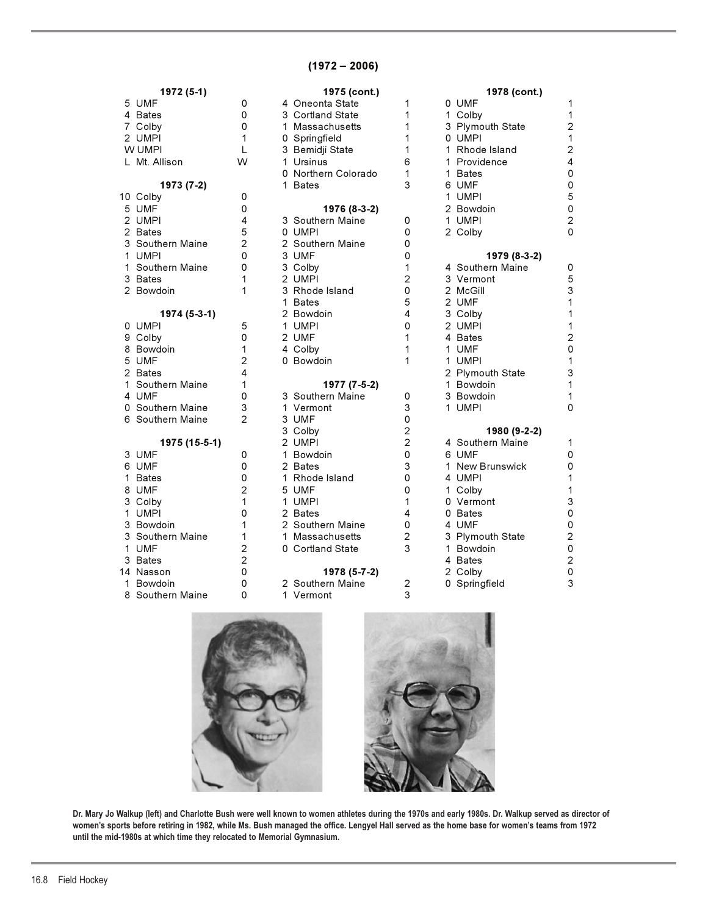## (1972 – 2006)

**1972 (5-1)**

| Score | Opponent | Opp |
|---|---|---|
| 5 | UMF | 0 |
| 4 | Bates | 0 |
| 7 | Colby | 0 |
| 2 | UMPI | 1 |
| W | UMPI | L |
| L | Mt. Allison | W |

**1973 (7-2)**

| Score | Opponent | Opp |
|---|---|---|
| 10 | Colby | 0 |
| 5 | UMF | 0 |
| 2 | UMPI | 4 |
| 2 | Bates | 5 |
| 3 | Southern Maine | 2 |
| 1 | UMPI | 0 |
| 1 | Southern Maine | 0 |
| 3 | Bates | 1 |
| 2 | Bowdoin | 1 |

**1974 (5-3-1)**

| Score | Opponent | Opp |
|---|---|---|
| 0 | UMPI | 5 |
| 9 | Colby | 0 |
| 8 | Bowdoin | 1 |
| 5 | UMF | 2 |
| 2 | Bates | 4 |
| 1 | Southern Maine | 1 |
| 4 | UMF | 0 |
| 0 | Southern Maine | 3 |
| 6 | Southern Maine | 2 |

**1975 (15-5-1)**

| Score | Opponent | Opp |
|---|---|---|
| 3 | UMF | 0 |
| 6 | UMF | 0 |
| 1 | Bates | 0 |
| 8 | UMF | 2 |
| 3 | Colby | 1 |
| 1 | UMPI | 0 |
| 3 | Bowdoin | 1 |
| 3 | Southern Maine | 1 |
| 1 | UMF | 2 |
| 3 | Bates | 2 |
| 14 | Nasson | 0 |
| 1 | Bowdoin | 0 |
| 8 | Southern Maine | 0 |

**1975 (cont.)**

| Score | Opponent | Opp |
|---|---|---|
| 4 | Oneonta State | 1 |
| 3 | Cortland State | 1 |
| 1 | Massachusetts | 1 |
| 0 | Springfield | 1 |
| 3 | Bemidji State | 1 |
| 1 | Ursinus | 6 |
| 0 | Northern Colorado | 1 |
| 1 | Bates | 3 |

**1976 (8-3-2)**

| Score | Opponent | Opp |
|---|---|---|
| 3 | Southern Maine | 0 |
| 0 | UMPI | 0 |
| 2 | Southern Maine | 0 |
| 3 | UMF | 0 |
| 3 | Colby | 1 |
| 2 | UMPI | 2 |
| 3 | Rhode Island | 0 |
| 1 | Bates | 5 |
| 2 | Bowdoin | 4 |
| 1 | UMPI | 0 |
| 2 | UMF | 1 |
| 4 | Colby | 1 |
| 0 | Bowdoin | 1 |

**1977 (7-5-2)**

| Score | Opponent | Opp |
|---|---|---|
| 3 | Southern Maine | 0 |
| 1 | Vermont | 3 |
| 3 | UMF | 0 |
| 3 | Colby | 2 |
| 2 | UMPI | 2 |
| 1 | Bowdoin | 0 |
| 2 | Bates | 3 |
| 1 | Rhode Island | 0 |
| 5 | UMF | 0 |
| 1 | UMPI | 1 |
| 2 | Bates | 4 |
| 2 | Southern Maine | 0 |
| 1 | Massachusetts | 2 |
| 0 | Cortland State | 3 |

**1978 (5-7-2)**

| Score | Opponent | Opp |
|---|---|---|
| 2 | Southern Maine | 2 |
| 1 | Vermont | 3 |

**1978 (cont.)**

| Score | Opponent | Opp |
|---|---|---|
| 0 | UMF | 1 |
| 1 | Colby | 1 |
| 3 | Plymouth State | 2 |
| 0 | UMPI | 1 |
| 1 | Rhode Island | 2 |
| 1 | Providence | 4 |
| 1 | Bates | 0 |
| 6 | UMF | 0 |
| 1 | UMPI | 5 |
| 2 | Bowdoin | 0 |
| 1 | UMPI | 2 |
| 2 | Colby | 0 |

**1979 (8-3-2)**

| Score | Opponent | Opp |
|---|---|---|
| 4 | Southern Maine | 0 |
| 3 | Vermont | 5 |
| 2 | McGill | 3 |
| 2 | UMF | 1 |
| 3 | Colby | 1 |
| 2 | UMPI | 1 |
| 4 | Bates | 2 |
| 1 | UMF | 0 |
| 1 | UMPI | 1 |
| 2 | Plymouth State | 3 |
| 1 | Bowdoin | 1 |
| 3 | Bowdoin | 1 |
| 1 | UMPI | 0 |

**1980 (9-2-2)**

| Score | Opponent | Opp |
|---|---|---|
| 4 | Southern Maine | 1 |
| 6 | UMF | 0 |
| 1 | New Brunswick | 0 |
| 4 | UMPI | 1 |
| 1 | Colby | 1 |
| 0 | Vermont | 3 |
| 0 | Bates | 0 |
| 4 | UMF | 0 |
| 3 | Plymouth State | 2 |
| 1 | Bowdoin | 0 |
| 4 | Bates | 2 |
| 2 | Colby | 0 |
| 0 | Springfield | 3 |

Dr. Mary Jo Walkup (left) and Charlotte Bush were well known to women athletes during the 1970s and early 1980s. Dr. Walkup served as director of women's sports before retiring in 1982, while Ms. Bush managed the office. Lengyel Hall served as the home base for women's teams from 1972 until the mid-1980s at which time they relocated to Memorial Gymnasium.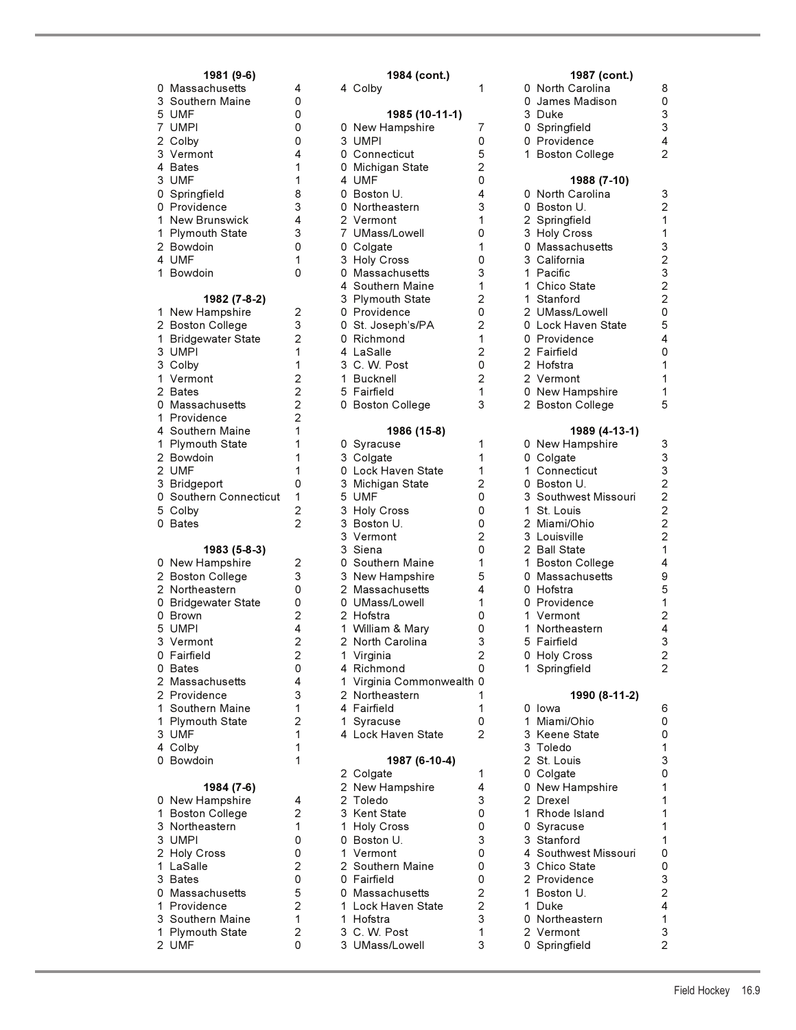### 1981 (9-6)

| | | |
|---|---|---|
| 0 | Massachusetts | 4 |
| 3 | Southern Maine | 0 |
| 5 | UMF | 0 |
| 7 | UMPI | 0 |
| 2 | Colby | 0 |
| 3 | Vermont | 4 |
| 4 | Bates | 1 |
| 3 | UMF | 1 |
| 0 | Springfield | 8 |
| 0 | Providence | 3 |
| 1 | New Brunswick | 4 |
| 1 | Plymouth State | 3 |
| 2 | Bowdoin | 0 |
| 4 | UMF | 1 |
| 1 | Bowdoin | 0 |

### 1982 (7-8-2)

| | | |
|---|---|---|
| 1 | New Hampshire | 2 |
| 2 | Boston College | 3 |
| 1 | Bridgewater State | 2 |
| 3 | UMPI | 1 |
| 3 | Colby | 1 |
| 1 | Vermont | 2 |
| 2 | Bates | 2 |
| 0 | Massachusetts | 2 |
| 1 | Providence | 2 |
| 4 | Southern Maine | 1 |
| 1 | Plymouth State | 1 |
| 2 | Bowdoin | 1 |
| 2 | UMF | 1 |
| 3 | Bridgeport | 0 |
| 0 | Southern Connecticut | 1 |
| 5 | Colby | 2 |
| 0 | Bates | 2 |

### 1983 (5-8-3)

| | | |
|---|---|---|
| 0 | New Hampshire | 2 |
| 2 | Boston College | 3 |
| 2 | Northeastern | 0 |
| 0 | Bridgewater State | 0 |
| 0 | Brown | 2 |
| 5 | UMPI | 4 |
| 3 | Vermont | 2 |
| 0 | Fairfield | 2 |
| 0 | Bates | 0 |
| 2 | Massachusetts | 4 |
| 2 | Providence | 3 |
| 1 | Southern Maine | 1 |
| 1 | Plymouth State | 2 |
| 3 | UMF | 1 |
| 4 | Colby | 1 |
| 0 | Bowdoin | 1 |

### 1984 (7-6)

| | | |
|---|---|---|
| 0 | New Hampshire | 4 |
| 1 | Boston College | 2 |
| 3 | Northeastern | 1 |
| 3 | UMPI | 0 |
| 2 | Holy Cross | 0 |
| 1 | LaSalle | 2 |
| 3 | Bates | 0 |
| 0 | Massachusetts | 5 |
| 1 | Providence | 2 |
| 3 | Southern Maine | 1 |
| 1 | Plymouth State | 2 |
| 2 | UMF | 0 |

### 1984 (cont.)

| | | |
|---|---|---|
| 4 | Colby | 1 |

### 1985 (10-11-1)

| | | |
|---|---|---|
| 0 | New Hampshire | 7 |
| 3 | UMPI | 0 |
| 0 | Connecticut | 5 |
| 0 | Michigan State | 2 |
| 4 | UMF | 0 |
| 0 | Boston U. | 4 |
| 0 | Northeastern | 3 |
| 2 | Vermont | 1 |
| 7 | UMass/Lowell | 0 |
| 0 | Colgate | 1 |
| 3 | Holy Cross | 0 |
| 0 | Massachusetts | 3 |
| 4 | Southern Maine | 1 |
| 3 | Plymouth State | 2 |
| 0 | Providence | 0 |
| 0 | St. Joseph's/PA | 2 |
| 0 | Richmond | 1 |
| 4 | LaSalle | 2 |
| 3 | C. W. Post | 0 |
| 1 | Bucknell | 2 |
| 5 | Fairfield | 1 |
| 0 | Boston College | 3 |

### 1986 (15-8)

| | | |
|---|---|---|
| 0 | Syracuse | 1 |
| 3 | Colgate | 1 |
| 0 | Lock Haven State | 1 |
| 3 | Michigan State | 2 |
| 5 | UMF | 0 |
| 3 | Holy Cross | 0 |
| 3 | Boston U. | 0 |
| 3 | Vermont | 2 |
| 3 | Siena | 0 |
| 0 | Southern Maine | 1 |
| 3 | New Hampshire | 5 |
| 2 | Massachusetts | 4 |
| 0 | UMass/Lowell | 1 |
| 2 | Hofstra | 0 |
| 1 | William & Mary | 0 |
| 2 | North Carolina | 3 |
| 1 | Virginia | 2 |
| 4 | Richmond | 0 |
| 1 | Virginia Commonwealth | 0 |
| 2 | Northeastern | 1 |
| 4 | Fairfield | 1 |
| 1 | Syracuse | 0 |
| 4 | Lock Haven State | 2 |

### 1987 (6-10-4)

| | | |
|---|---|---|
| 2 | Colgate | 1 |
| 2 | New Hampshire | 4 |
| 2 | Toledo | 3 |
| 3 | Kent State | 0 |
| 1 | Holy Cross | 0 |
| 0 | Boston U. | 3 |
| 1 | Vermont | 0 |
| 2 | Southern Maine | 0 |
| 0 | Fairfield | 0 |
| 0 | Massachusetts | 2 |
| 1 | Lock Haven State | 2 |
| 1 | Hofstra | 3 |
| 3 | C. W. Post | 1 |
| 3 | UMass/Lowell | 3 |

### 1987 (cont.)

| | | |
|---|---|---|
| 0 | North Carolina | 8 |
| 0 | James Madison | 0 |
| 3 | Duke | 3 |
| 0 | Springfield | 3 |
| 0 | Providence | 4 |
| 1 | Boston College | 2 |

### 1988 (7-10)

| | | |
|---|---|---|
| 0 | North Carolina | 3 |
| 0 | Boston U. | 2 |
| 2 | Springfield | 1 |
| 3 | Holy Cross | 1 |
| 0 | Massachusetts | 3 |
| 3 | California | 2 |
| 1 | Pacific | 3 |
| 1 | Chico State | 2 |
| 1 | Stanford | 2 |
| 2 | UMass/Lowell | 0 |
| 0 | Lock Haven State | 5 |
| 0 | Providence | 4 |
| 2 | Fairfield | 0 |
| 2 | Hofstra | 1 |
| 2 | Vermont | 1 |
| 0 | New Hampshire | 1 |
| 2 | Boston College | 5 |

### 1989 (4-13-1)

| | | |
|---|---|---|
| 0 | New Hampshire | 3 |
| 0 | Colgate | 3 |
| 1 | Connecticut | 3 |
| 0 | Boston U. | 2 |
| 3 | Southwest Missouri | 2 |
| 1 | St. Louis | 2 |
| 2 | Miami/Ohio | 2 |
| 3 | Louisville | 2 |
| 2 | Ball State | 1 |
| 1 | Boston College | 4 |
| 0 | Massachusetts | 9 |
| 0 | Hofstra | 5 |
| 0 | Providence | 1 |
| 1 | Vermont | 2 |
| 1 | Northeastern | 4 |
| 5 | Fairfield | 3 |
| 0 | Holy Cross | 2 |
| 1 | Springfield | 2 |

### 1990 (8-11-2)

| | | |
|---|---|---|
| 0 | Iowa | 6 |
| 1 | Miami/Ohio | 0 |
| 3 | Keene State | 0 |
| 3 | Toledo | 1 |
| 2 | St. Louis | 3 |
| 0 | Colgate | 0 |
| 0 | New Hampshire | 1 |
| 2 | Drexel | 1 |
| 1 | Rhode Island | 1 |
| 0 | Syracuse | 1 |
| 3 | Stanford | 1 |
| 4 | Southwest Missouri | 0 |
| 3 | Chico State | 0 |
| 2 | Providence | 3 |
| 1 | Boston U. | 2 |
| 1 | Duke | 4 |
| 0 | Northeastern | 1 |
| 2 | Vermont | 3 |
| 0 | Springfield | 2 |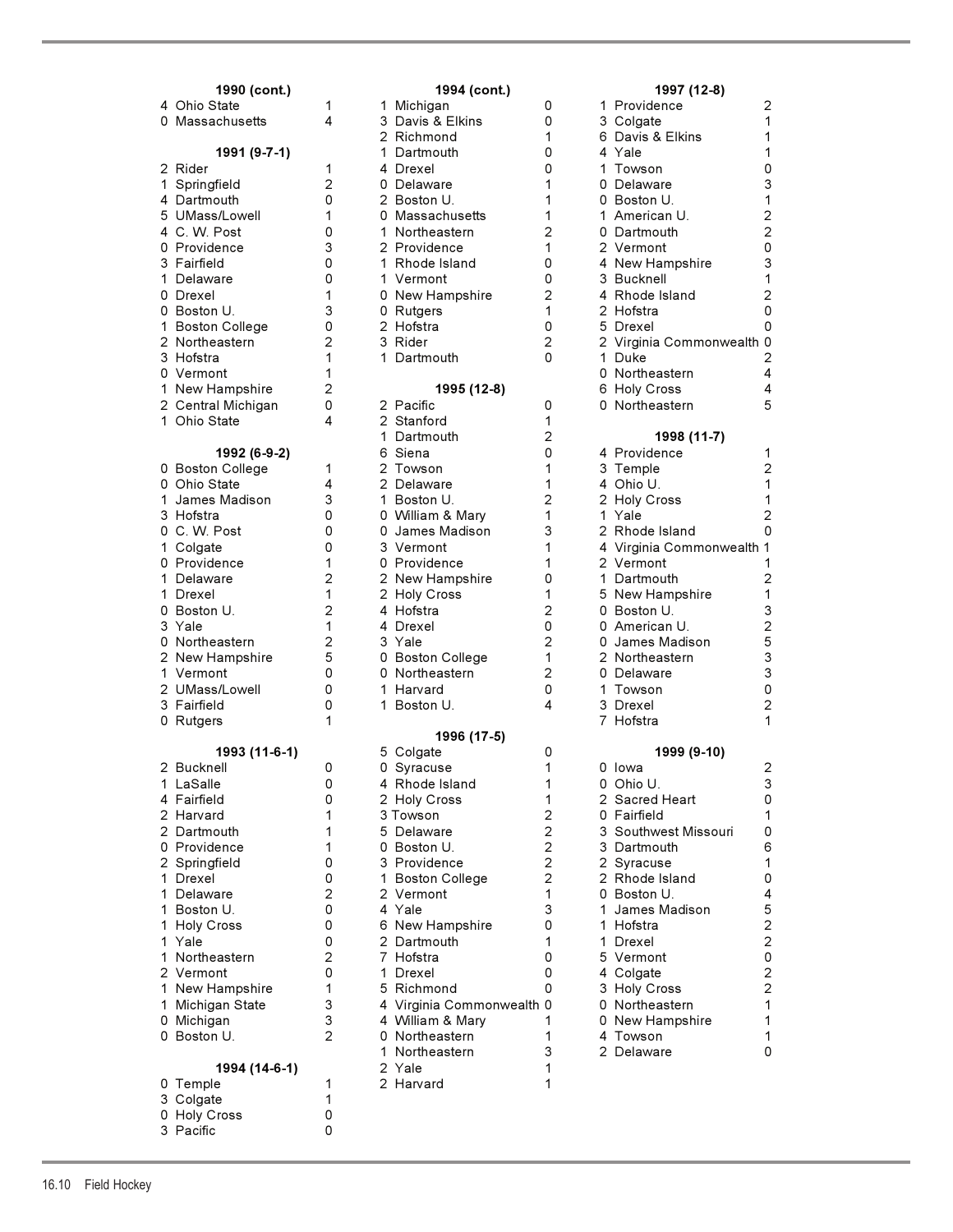## 1990 (cont.)

| | | |
|---|---|---|
| 4 | Ohio State | 1 |
| 0 | Massachusetts | 4 |

## 1991 (9-7-1)

| | | |
|---|---|---|
| 2 | Rider | 1 |
| 1 | Springfield | 2 |
| 4 | Dartmouth | 0 |
| 5 | UMass/Lowell | 1 |
| 4 | C. W. Post | 0 |
| 0 | Providence | 3 |
| 3 | Fairfield | 0 |
| 1 | Delaware | 0 |
| 0 | Drexel | 1 |
| 0 | Boston U. | 3 |
| 1 | Boston College | 0 |
| 2 | Northeastern | 2 |
| 3 | Hofstra | 1 |
| 0 | Vermont | 1 |
| 1 | New Hampshire | 2 |
| 2 | Central Michigan | 0 |
| 1 | Ohio State | 4 |

## 1992 (6-9-2)

| | | |
|---|---|---|
| 0 | Boston College | 1 |
| 0 | Ohio State | 4 |
| 1 | James Madison | 3 |
| 3 | Hofstra | 0 |
| 0 | C. W. Post | 0 |
| 1 | Colgate | 0 |
| 0 | Providence | 1 |
| 1 | Delaware | 2 |
| 1 | Drexel | 1 |
| 0 | Boston U. | 2 |
| 3 | Yale | 1 |
| 0 | Northeastern | 2 |
| 2 | New Hampshire | 5 |
| 1 | Vermont | 0 |
| 2 | UMass/Lowell | 0 |
| 3 | Fairfield | 0 |
| 0 | Rutgers | 1 |

## 1993 (11-6-1)

| | | |
|---|---|---|
| 2 | Bucknell | 0 |
| 1 | LaSalle | 0 |
| 4 | Fairfield | 0 |
| 2 | Harvard | 1 |
| 2 | Dartmouth | 1 |
| 0 | Providence | 1 |
| 2 | Springfield | 0 |
| 1 | Drexel | 0 |
| 1 | Delaware | 2 |
| 1 | Boston U. | 0 |
| 1 | Holy Cross | 0 |
| 1 | Yale | 0 |
| 1 | Northeastern | 2 |
| 2 | Vermont | 0 |
| 1 | New Hampshire | 1 |
| 1 | Michigan State | 3 |
| 0 | Michigan | 3 |
| 0 | Boston U. | 2 |

## 1994 (14-6-1)

| | | |
|---|---|---|
| 0 | Temple | 1 |
| 3 | Colgate | 1 |
| 0 | Holy Cross | 0 |
| 3 | Pacific | 0 |
| 1 | Michigan | 0 |
| 3 | Davis & Elkins | 0 |
| 2 | Richmond | 1 |
| 1 | Dartmouth | 0 |
| 4 | Drexel | 0 |
| 0 | Delaware | 1 |
| 2 | Boston U. | 1 |
| 0 | Massachusetts | 1 |
| 1 | Northeastern | 2 |
| 2 | Providence | 1 |
| 1 | Rhode Island | 0 |
| 1 | Vermont | 0 |
| 0 | New Hampshire | 2 |
| 0 | Rutgers | 1 |
| 2 | Hofstra | 0 |
| 3 | Rider | 2 |
| 1 | Dartmouth | 0 |

## 1995 (12-8)

| | | |
|---|---|---|
| 2 | Pacific | 0 |
| 2 | Stanford | 1 |
| 1 | Dartmouth | 2 |
| 6 | Siena | 0 |
| 2 | Towson | 1 |
| 2 | Delaware | 1 |
| 1 | Boston U. | 2 |
| 0 | William & Mary | 1 |
| 0 | James Madison | 3 |
| 3 | Vermont | 1 |
| 0 | Providence | 1 |
| 2 | New Hampshire | 0 |
| 2 | Holy Cross | 1 |
| 4 | Hofstra | 2 |
| 4 | Drexel | 0 |
| 3 | Yale | 2 |
| 0 | Boston College | 1 |
| 0 | Northeastern | 2 |
| 1 | Harvard | 0 |
| 1 | Boston U. | 4 |

## 1996 (17-5)

| | | |
|---|---|---|
| 5 | Colgate | 0 |
| 0 | Syracuse | 1 |
| 4 | Rhode Island | 1 |
| 2 | Holy Cross | 1 |
| 3 | Towson | 2 |
| 5 | Delaware | 2 |
| 0 | Boston U. | 2 |
| 3 | Providence | 2 |
| 1 | Boston College | 2 |
| 2 | Vermont | 1 |
| 4 | Yale | 3 |
| 6 | New Hampshire | 0 |
| 2 | Dartmouth | 1 |
| 7 | Hofstra | 0 |
| 1 | Drexel | 0 |
| 5 | Richmond | 0 |
| 4 | Virginia Commonwealth | 0 |
| 4 | William & Mary | 1 |
| 0 | Northeastern | 1 |
| 1 | Northeastern | 3 |
| 2 | Yale | 1 |
| 2 | Harvard | 1 |

## 1997 (12-8)

| | | |
|---|---|---|
| 1 | Providence | 2 |
| 3 | Colgate | 1 |
| 6 | Davis & Elkins | 1 |
| 4 | Yale | 1 |
| 1 | Towson | 0 |
| 0 | Delaware | 3 |
| 0 | Boston U. | 1 |
| 1 | American U. | 2 |
| 0 | Dartmouth | 2 |
| 2 | Vermont | 0 |
| 4 | New Hampshire | 3 |
| 3 | Bucknell | 1 |
| 4 | Rhode Island | 2 |
| 2 | Hofstra | 0 |
| 5 | Drexel | 0 |
| 2 | Virginia Commonwealth | 0 |
| 1 | Duke | 2 |
| 0 | Northeastern | 4 |
| 6 | Holy Cross | 4 |
| 0 | Northeastern | 5 |

## 1998 (11-7)

| | | |
|---|---|---|
| 4 | Providence | 1 |
| 3 | Temple | 2 |
| 4 | Ohio U. | 1 |
| 2 | Holy Cross | 1 |
| 1 | Yale | 2 |
| 2 | Rhode Island | 0 |
| 4 | Virginia Commonwealth | 1 |
| 2 | Vermont | 1 |
| 1 | Dartmouth | 2 |
| 5 | New Hampshire | 1 |
| 0 | Boston U. | 3 |
| 0 | American U. | 2 |
| 0 | James Madison | 5 |
| 2 | Northeastern | 3 |
| 0 | Delaware | 3 |
| 1 | Towson | 0 |
| 3 | Drexel | 2 |
| 7 | Hofstra | 1 |

## 1999 (9-10)

| | | |
|---|---|---|
| 0 | Iowa | 2 |
| 0 | Ohio U. | 3 |
| 2 | Sacred Heart | 0 |
| 0 | Fairfield | 1 |
| 3 | Southwest Missouri | 0 |
| 3 | Dartmouth | 6 |
| 2 | Syracuse | 1 |
| 2 | Rhode Island | 0 |
| 0 | Boston U. | 4 |
| 1 | James Madison | 5 |
| 1 | Hofstra | 2 |
| 1 | Drexel | 2 |
| 5 | Vermont | 0 |
| 4 | Colgate | 2 |
| 3 | Holy Cross | 2 |
| 0 | Northeastern | 1 |
| 0 | New Hampshire | 1 |
| 4 | Towson | 1 |
| 2 | Delaware | 0 |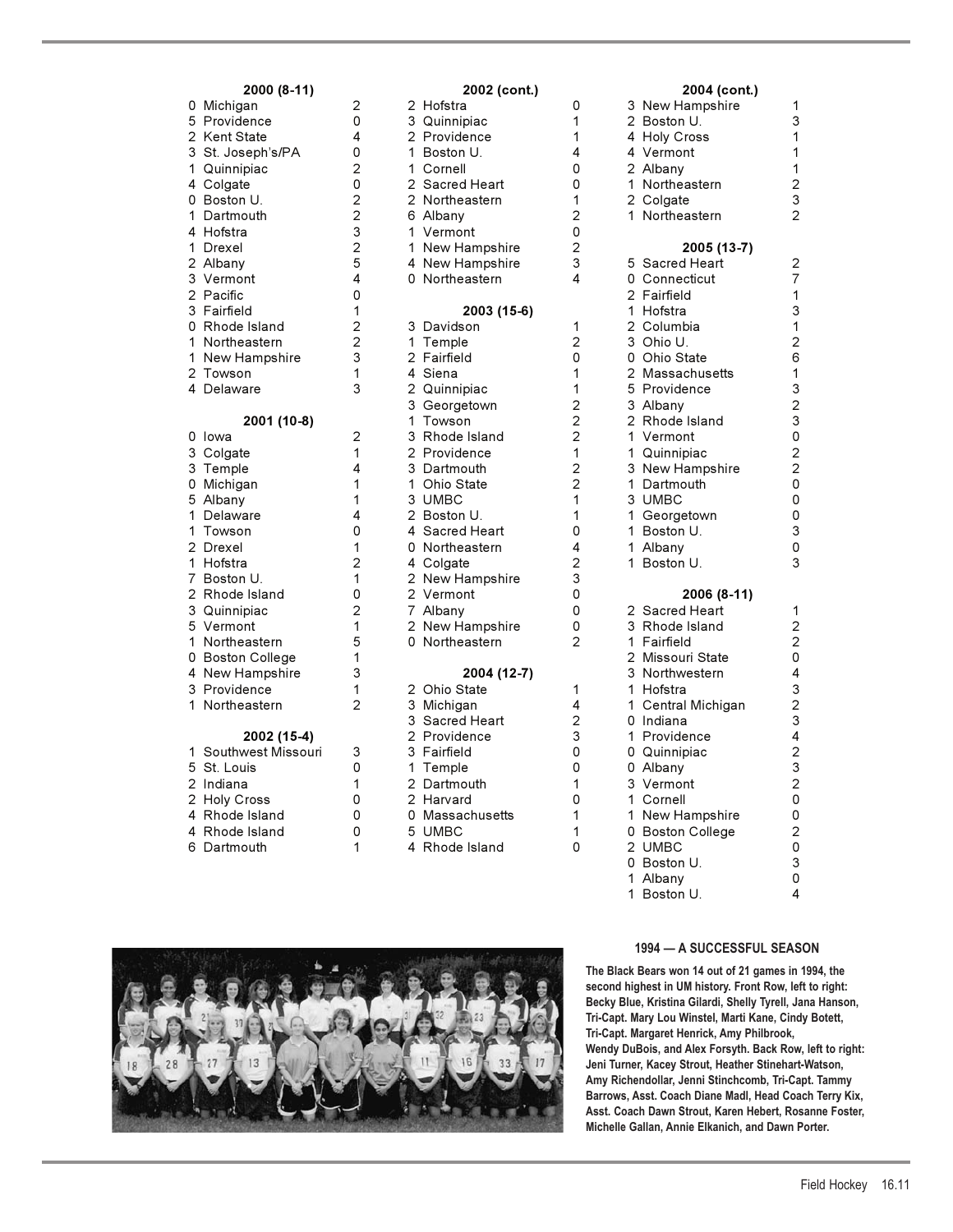### 2000 (8-11)

| UM | Opponent | Opp |
|---|---|---|
| 0 | Michigan | 2 |
| 5 | Providence | 0 |
| 2 | Kent State | 4 |
| 3 | St. Joseph's/PA | 0 |
| 1 | Quinnipiac | 2 |
| 4 | Colgate | 0 |
| 0 | Boston U. | 2 |
| 1 | Dartmouth | 2 |
| 4 | Hofstra | 3 |
| 1 | Drexel | 2 |
| 2 | Albany | 5 |
| 3 | Vermont | 4 |
| 2 | Pacific | 0 |
| 3 | Fairfield | 1 |
| 0 | Rhode Island | 2 |
| 1 | Northeastern | 2 |
| 1 | New Hampshire | 3 |
| 2 | Towson | 1 |
| 4 | Delaware | 3 |

### 2001 (10-8)

| UM | Opponent | Opp |
|---|---|---|
| 0 | Iowa | 2 |
| 3 | Colgate | 1 |
| 3 | Temple | 4 |
| 0 | Michigan | 1 |
| 5 | Albany | 1 |
| 1 | Delaware | 4 |
| 1 | Towson | 0 |
| 2 | Drexel | 1 |
| 1 | Hofstra | 2 |
| 7 | Boston U. | 1 |
| 2 | Rhode Island | 0 |
| 3 | Quinnipiac | 2 |
| 5 | Vermont | 1 |
| 1 | Northeastern | 5 |
| 0 | Boston College | 1 |
| 4 | New Hampshire | 3 |
| 3 | Providence | 1 |
| 1 | Northeastern | 2 |

### 2002 (15-4)

| UM | Opponent | Opp |
|---|---|---|
| 1 | Southwest Missouri | 3 |
| 5 | St. Louis | 0 |
| 2 | Indiana | 1 |
| 2 | Holy Cross | 0 |
| 4 | Rhode Island | 0 |
| 4 | Rhode Island | 0 |
| 6 | Dartmouth | 1 |

### 2002 (cont.)

| UM | Opponent | Opp |
|---|---|---|
| 2 | Hofstra | 0 |
| 3 | Quinnipiac | 1 |
| 2 | Providence | 1 |
| 1 | Boston U. | 4 |
| 1 | Cornell | 0 |
| 2 | Sacred Heart | 0 |
| 2 | Northeastern | 1 |
| 6 | Albany | 2 |
| 1 | Vermont | 0 |
| 1 | New Hampshire | 2 |
| 4 | New Hampshire | 3 |
| 0 | Northeastern | 4 |

### 2003 (15-6)

| UM | Opponent | Opp |
|---|---|---|
| 3 | Davidson | 1 |
| 1 | Temple | 2 |
| 2 | Fairfield | 0 |
| 4 | Siena | 1 |
| 2 | Quinnipiac | 1 |
| 3 | Georgetown | 2 |
| 1 | Towson | 2 |
| 3 | Rhode Island | 2 |
| 2 | Providence | 1 |
| 3 | Dartmouth | 2 |
| 1 | Ohio State | 2 |
| 3 | UMBC | 1 |
| 2 | Boston U. | 1 |
| 4 | Sacred Heart | 0 |
| 0 | Northeastern | 4 |
| 4 | Colgate | 2 |
| 2 | New Hampshire | 3 |
| 2 | Vermont | 0 |
| 7 | Albany | 0 |
| 2 | New Hampshire | 0 |
| 0 | Northeastern | 2 |

### 2004 (12-7)

| UM | Opponent | Opp |
|---|---|---|
| 2 | Ohio State | 1 |
| 3 | Michigan | 4 |
| 3 | Sacred Heart | 2 |
| 2 | Providence | 3 |
| 3 | Fairfield | 0 |
| 1 | Temple | 0 |
| 2 | Dartmouth | 1 |
| 2 | Harvard | 0 |
| 0 | Massachusetts | 1 |
| 5 | UMBC | 1 |
| 4 | Rhode Island | 0 |

### 2004 (cont.)

| UM | Opponent | Opp |
|---|---|---|
| 3 | New Hampshire | 1 |
| 2 | Boston U. | 3 |
| 4 | Holy Cross | 1 |
| 4 | Vermont | 1 |
| 2 | Albany | 1 |
| 1 | Northeastern | 2 |
| 2 | Colgate | 3 |
| 1 | Northeastern | 2 |

### 2005 (13-7)

| UM | Opponent | Opp |
|---|---|---|
| 5 | Sacred Heart | 2 |
| 0 | Connecticut | 7 |
| 2 | Fairfield | 1 |
| 1 | Hofstra | 3 |
| 2 | Columbia | 1 |
| 3 | Ohio U. | 2 |
| 0 | Ohio State | 6 |
| 2 | Massachusetts | 1 |
| 5 | Providence | 3 |
| 3 | Albany | 2 |
| 2 | Rhode Island | 3 |
| 1 | Vermont | 0 |
| 1 | Quinnipiac | 2 |
| 3 | New Hampshire | 2 |
| 1 | Dartmouth | 0 |
| 3 | UMBC | 0 |
| 1 | Georgetown | 0 |
| 1 | Boston U. | 3 |
| 1 | Albany | 0 |
| 1 | Boston U. | 3 |

### 2006 (8-11)

| UM | Opponent | Opp |
|---|---|---|
| 2 | Sacred Heart | 1 |
| 3 | Rhode Island | 2 |
| 1 | Fairfield | 2 |
| 2 | Missouri State | 0 |
| 3 | Northwestern | 4 |
| 1 | Hofstra | 3 |
| 1 | Central Michigan | 2 |
| 0 | Indiana | 3 |
| 1 | Providence | 4 |
| 0 | Quinnipiac | 2 |
| 0 | Albany | 3 |
| 3 | Vermont | 2 |
| 1 | Cornell | 0 |
| 1 | New Hampshire | 0 |
| 0 | Boston College | 2 |
| 2 | UMBC | 0 |
| 0 | Boston U. | 3 |
| 1 | Albany | 0 |
| 1 | Boston U. | 4 |

**1994 — A SUCCESSFUL SEASON**

**The Black Bears won 14 out of 21 games in 1994, the second highest in UM history. Front Row, left to right: Becky Blue, Kristina Gilardi, Shelly Tyrell, Jana Hanson, Tri-Capt. Mary Lou Winstel, Marti Kane, Cindy Botett, Tri-Capt. Margaret Henrick, Amy Philbrook, Wendy DuBois, and Alex Forsyth. Back Row, left to right: Jeni Turner, Kacey Strout, Heather Stinehart-Watson, Amy Richendollar, Jenni Stinchcomb, Tri-Capt. Tammy Barrows, Asst. Coach Diane Madl, Head Coach Terry Kix, Asst. Coach Dawn Strout, Karen Hebert, Rosanne Foster, Michelle Gallan, Annie Elkanich, and Dawn Porter.**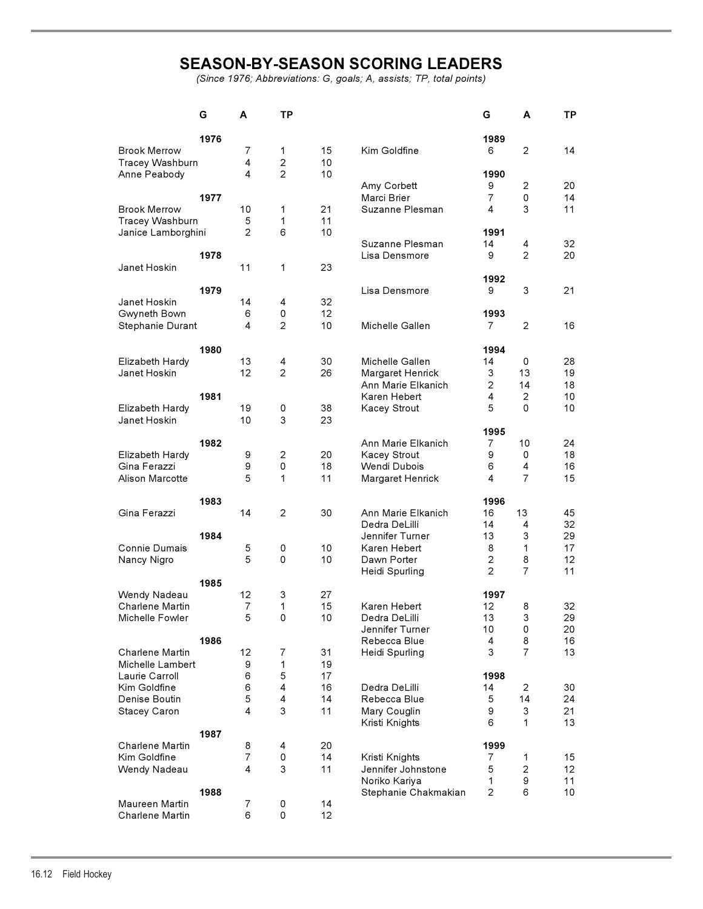# SEASON-BY-SEASON SCORING LEADERS

*(Since 1976; Abbreviations: G, goals; A, assists; TP, total points)*

| | G | A | TP |
|---|---|---|---|
| **1976** | | | |
| Brook Merrow | 7 | 1 | 15 |
| Tracey Washburn | 4 | 2 | 10 |
| Anne Peabody | 4 | 2 | 10 |
| **1977** | | | |
| Brook Merrow | 10 | 1 | 21 |
| Tracey Washburn | 5 | 1 | 11 |
| Janice Lamborghini | 2 | 6 | 10 |
| **1978** | | | |
| Janet Hoskin | 11 | 1 | 23 |
| **1979** | | | |
| Janet Hoskin | 14 | 4 | 32 |
| Gwyneth Bown | 6 | 0 | 12 |
| Stephanie Durant | 4 | 2 | 10 |
| **1980** | | | |
| Elizabeth Hardy | 13 | 4 | 30 |
| Janet Hoskin | 12 | 2 | 26 |
| **1981** | | | |
| Elizabeth Hardy | 19 | 0 | 38 |
| Janet Hoskin | 10 | 3 | 23 |
| **1982** | | | |
| Elizabeth Hardy | 9 | 2 | 20 |
| Gina Ferazzi | 9 | 0 | 18 |
| Alison Marcotte | 5 | 1 | 11 |
| **1983** | | | |
| Gina Ferazzi | 14 | 2 | 30 |
| **1984** | | | |
| Connie Dumais | 5 | 0 | 10 |
| Nancy Nigro | 5 | 0 | 10 |
| **1985** | | | |
| Wendy Nadeau | 12 | 3 | 27 |
| Charlene Martin | 7 | 1 | 15 |
| Michelle Fowler | 5 | 0 | 10 |
| **1986** | | | |
| Charlene Martin | 12 | 7 | 31 |
| Michelle Lambert | 9 | 1 | 19 |
| Laurie Carroll | 6 | 5 | 17 |
| Kim Goldfine | 6 | 4 | 16 |
| Denise Boutin | 5 | 4 | 14 |
| Stacey Caron | 4 | 3 | 11 |
| **1987** | | | |
| Charlene Martin | 8 | 4 | 20 |
| Kim Goldfine | 7 | 0 | 14 |
| Wendy Nadeau | 4 | 3 | 11 |
| **1988** | | | |
| Maureen Martin | 7 | 0 | 14 |
| Charlene Martin | 6 | 0 | 12 |
| **1989** | | | |
| Kim Goldfine | 6 | 2 | 14 |
| **1990** | | | |
| Amy Corbett | 9 | 2 | 20 |
| Marci Brier | 7 | 0 | 14 |
| Suzanne Plesman | 4 | 3 | 11 |
| **1991** | | | |
| Suzanne Plesman | 14 | 4 | 32 |
| Lisa Densmore | 9 | 2 | 20 |
| **1992** | | | |
| Lisa Densmore | 9 | 3 | 21 |
| **1993** | | | |
| Michelle Gallen | 7 | 2 | 16 |
| **1994** | | | |
| Michelle Gallen | 14 | 0 | 28 |
| Margaret Henrick | 3 | 13 | 19 |
| Ann Marie Elkanich | 2 | 14 | 18 |
| Karen Hebert | 4 | 2 | 10 |
| Kacey Strout | 5 | 0 | 10 |
| **1995** | | | |
| Ann Marie Elkanich | 7 | 10 | 24 |
| Kacey Strout | 9 | 0 | 18 |
| Wendi Dubois | 6 | 4 | 16 |
| Margaret Henrick | 4 | 7 | 15 |
| **1996** | | | |
| Ann Marie Elkanich | 16 | 13 | 45 |
| Dedra DeLilli | 14 | 4 | 32 |
| Jennifer Turner | 13 | 3 | 29 |
| Karen Hebert | 8 | 1 | 17 |
| Dawn Porter | 2 | 8 | 12 |
| Heidi Spurling | 2 | 7 | 11 |
| **1997** | | | |
| Karen Hebert | 12 | 8 | 32 |
| Dedra DeLilli | 13 | 3 | 29 |
| Jennifer Turner | 10 | 0 | 20 |
| Rebecca Blue | 4 | 8 | 16 |
| Heidi Spurling | 3 | 7 | 13 |
| **1998** | | | |
| Dedra DeLilli | 14 | 2 | 30 |
| Rebecca Blue | 5 | 14 | 24 |
| Mary Couglin | 9 | 3 | 21 |
| Kristi Knights | 6 | 1 | 13 |
| **1999** | | | |
| Kristi Knights | 7 | 1 | 15 |
| Jennifer Johnstone | 5 | 2 | 12 |
| Noriko Kariya | 1 | 9 | 11 |
| Stephanie Chakmakian | 2 | 6 | 10 |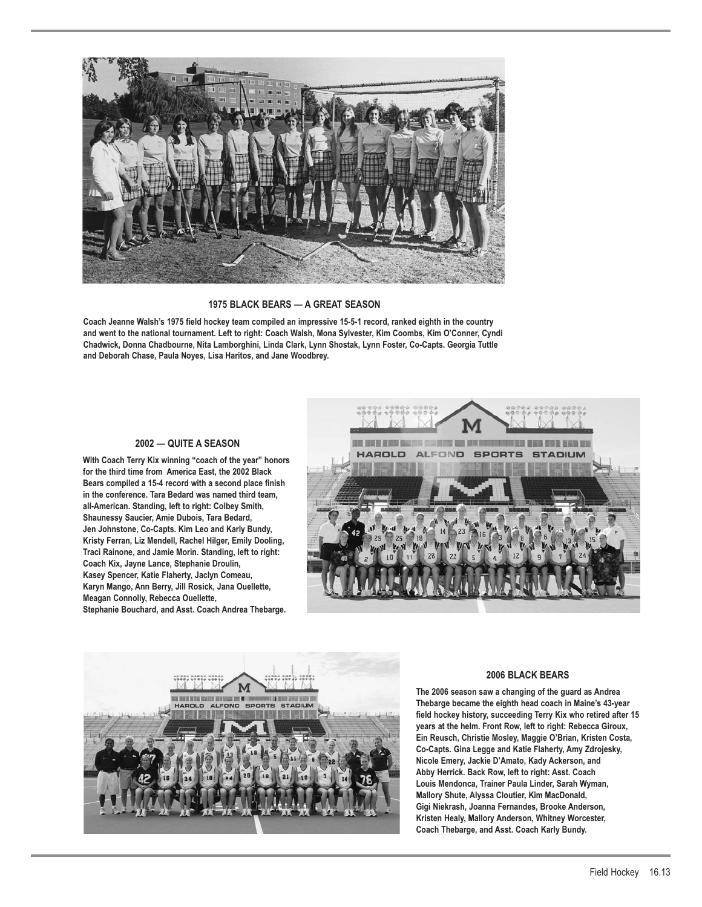### 1975 BLACK BEARS — A GREAT SEASON

**Coach Jeanne Walsh's 1975 field hockey team compiled an impressive 15-5-1 record, ranked eighth in the country and went to the national tournament. Left to right: Coach Walsh, Mona Sylvester, Kim Coombs, Kim O'Conner, Cyndi Chadwick, Donna Chadbourne, Nita Lamborghini, Linda Clark, Lynn Shostak, Lynn Foster, Co-Capts. Georgia Tuttle and Deborah Chase, Paula Noyes, Lisa Haritos, and Jane Woodbrey.**

### 2002 — QUITE A SEASON

**With Coach Terry Kix winning "coach of the year" honors for the third time from America East, the 2002 Black Bears compiled a 15-4 record with a second place finish in the conference. Tara Bedard was named third team, all-American. Standing, left to right: Colbey Smith, Shaunessy Saucier, Amie Dubois, Tara Bedard, Jen Johnstone, Co-Capts. Kim Leo and Karly Bundy, Kristy Ferran, Liz Mendell, Rachel Hilger, Emily Dooling, Traci Rainone, and Jamie Morin. Standing, left to right: Coach Kix, Jayne Lance, Stephanie Droulin, Kasey Spencer, Katie Flaherty, Jaclyn Comeau, Karyn Mango, Ann Berry, Jill Rosick, Jana Ouellette, Meagan Connolly, Rebecca Ouellette, Stephanie Bouchard, and Asst. Coach Andrea Thebarge.**

### 2006 BLACK BEARS

**The 2006 season saw a changing of the guard as Andrea Thebarge became the eighth head coach in Maine's 43-year field hockey history, succeeding Terry Kix who retired after 15 years at the helm. Front Row, left to right: Rebecca Giroux, Ein Reusch, Christie Mosley, Maggie O'Brian, Kristen Costa, Co-Capts. Gina Legge and Katie Flaherty, Amy Zdrojesky, Nicole Emery, Jackie D'Amato, Kady Ackerson, and Abby Herrick. Back Row, left to right: Asst. Coach Louis Mendonca, Trainer Paula Linder, Sarah Wyman, Mallory Shute, Alyssa Cloutier, Kim MacDonald, Gigi Niekrash, Joanna Fernandes, Brooke Anderson, Kristen Healy, Mallory Anderson, Whitney Worcester, Coach Thebarge, and Asst. Coach Karly Bundy.**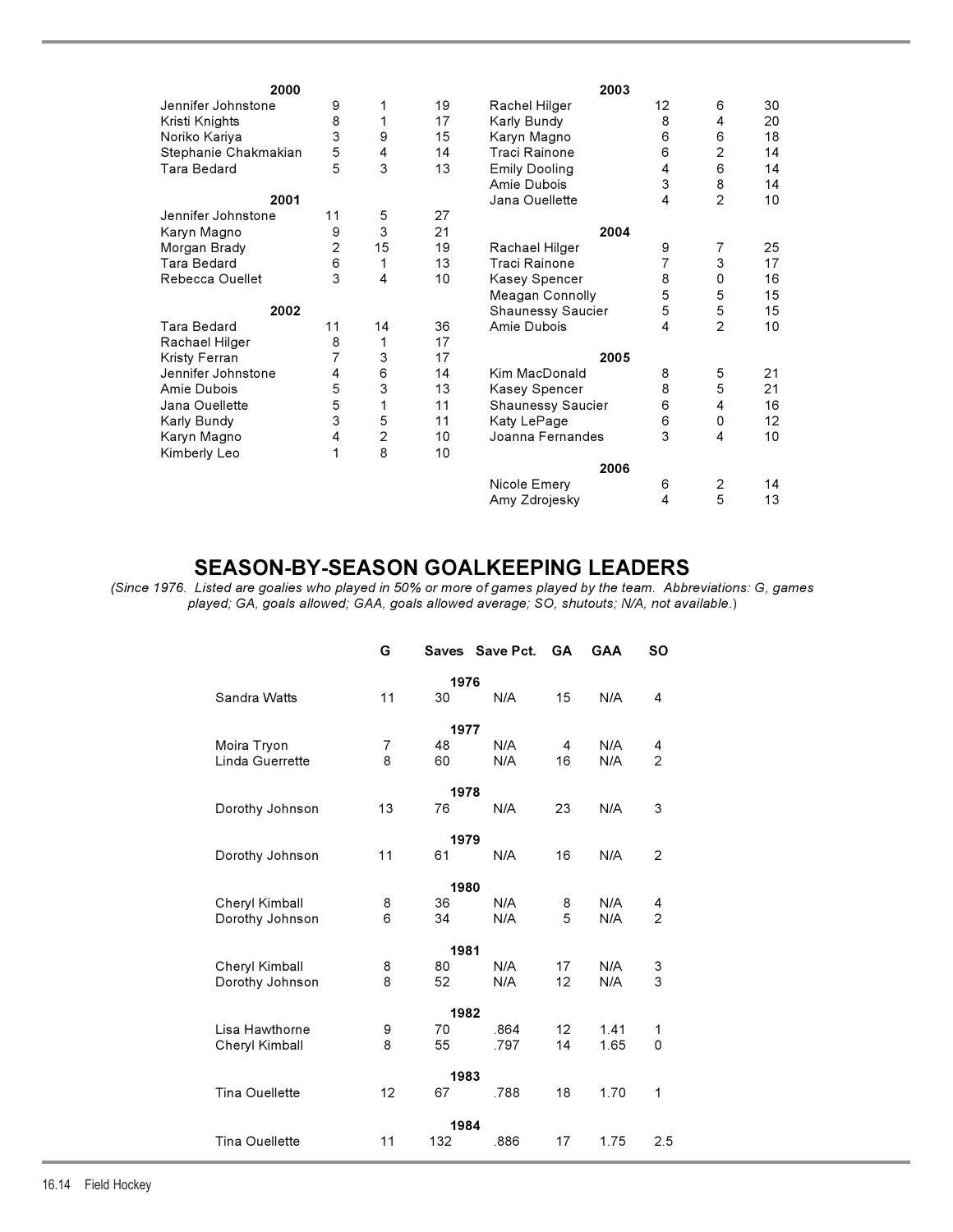**2000**

| Player | | | |
|---|---|---|---|
| Jennifer Johnstone | 9 | 1 | 19 |
| Kristi Knights | 8 | 1 | 17 |
| Noriko Kariya | 3 | 9 | 15 |
| Stephanie Chakmakian | 5 | 4 | 14 |
| Tara Bedard | 5 | 3 | 13 |

**2001**

| Player | | | |
|---|---|---|---|
| Jennifer Johnstone | 11 | 5 | 27 |
| Karyn Magno | 9 | 3 | 21 |
| Morgan Brady | 2 | 15 | 19 |
| Tara Bedard | 6 | 1 | 13 |
| Rebecca Ouellet | 3 | 4 | 10 |

**2002**

| Player | | | |
|---|---|---|---|
| Tara Bedard | 11 | 14 | 36 |
| Rachael Hilger | 8 | 1 | 17 |
| Kristy Ferran | 7 | 3 | 17 |
| Jennifer Johnstone | 4 | 6 | 14 |
| Amie Dubois | 5 | 3 | 13 |
| Jana Ouellette | 5 | 1 | 11 |
| Karly Bundy | 3 | 5 | 11 |
| Karyn Magno | 4 | 2 | 10 |
| Kimberly Leo | 1 | 8 | 10 |

**2003**

| Player | | | |
|---|---|---|---|
| Rachel Hilger | 12 | 6 | 30 |
| Karly Bundy | 8 | 4 | 20 |
| Karyn Magno | 6 | 6 | 18 |
| Traci Rainone | 6 | 2 | 14 |
| Emily Dooling | 4 | 6 | 14 |
| Amie Dubois | 3 | 8 | 14 |
| Jana Ouellette | 4 | 2 | 10 |

**2004**

| Player | | | |
|---|---|---|---|
| Rachael Hilger | 9 | 7 | 25 |
| Traci Rainone | 7 | 3 | 17 |
| Kasey Spencer | 8 | 0 | 16 |
| Meagan Connolly | 5 | 5 | 15 |
| Shaunessy Saucier | 5 | 5 | 15 |
| Amie Dubois | 4 | 2 | 10 |

**2005**

| Player | | | |
|---|---|---|---|
| Kim MacDonald | 8 | 5 | 21 |
| Kasey Spencer | 8 | 5 | 21 |
| Shaunessy Saucier | 6 | 4 | 16 |
| Katy LePage | 6 | 0 | 12 |
| Joanna Fernandes | 3 | 4 | 10 |

**2006**

| Player | | | |
|---|---|---|---|
| Nicole Emery | 6 | 2 | 14 |
| Amy Zdrojesky | 4 | 5 | 13 |

## SEASON-BY-SEASON GOALKEEPING LEADERS

*(Since 1976. Listed are goalies who played in 50% or more of games played by the team. Abbreviations: G, games played; GA, goals allowed; GAA, goals allowed average; SO, shutouts; N/A, not available.)*

| | G | Saves | Save Pct. | GA | GAA | SO |
|---|---|---|---|---|---|---|
| **1976** | | | | | | |
| Sandra Watts | 11 | 30 | N/A | 15 | N/A | 4 |
| **1977** | | | | | | |
| Moira Tryon | 7 | 48 | N/A | 4 | N/A | 4 |
| Linda Guerrette | 8 | 60 | N/A | 16 | N/A | 2 |
| **1978** | | | | | | |
| Dorothy Johnson | 13 | 76 | N/A | 23 | N/A | 3 |
| **1979** | | | | | | |
| Dorothy Johnson | 11 | 61 | N/A | 16 | N/A | 2 |
| **1980** | | | | | | |
| Cheryl Kimball | 8 | 36 | N/A | 8 | N/A | 4 |
| Dorothy Johnson | 6 | 34 | N/A | 5 | N/A | 2 |
| **1981** | | | | | | |
| Cheryl Kimball | 8 | 80 | N/A | 17 | N/A | 3 |
| Dorothy Johnson | 8 | 52 | N/A | 12 | N/A | 3 |
| **1982** | | | | | | |
| Lisa Hawthorne | 9 | 70 | .864 | 12 | 1.41 | 1 |
| Cheryl Kimball | 8 | 55 | .797 | 14 | 1.65 | 0 |
| **1983** | | | | | | |
| Tina Ouellette | 12 | 67 | .788 | 18 | 1.70 | 1 |
| **1984** | | | | | | |
| Tina Ouellette | 11 | 132 | .886 | 17 | 1.75 | 2.5 |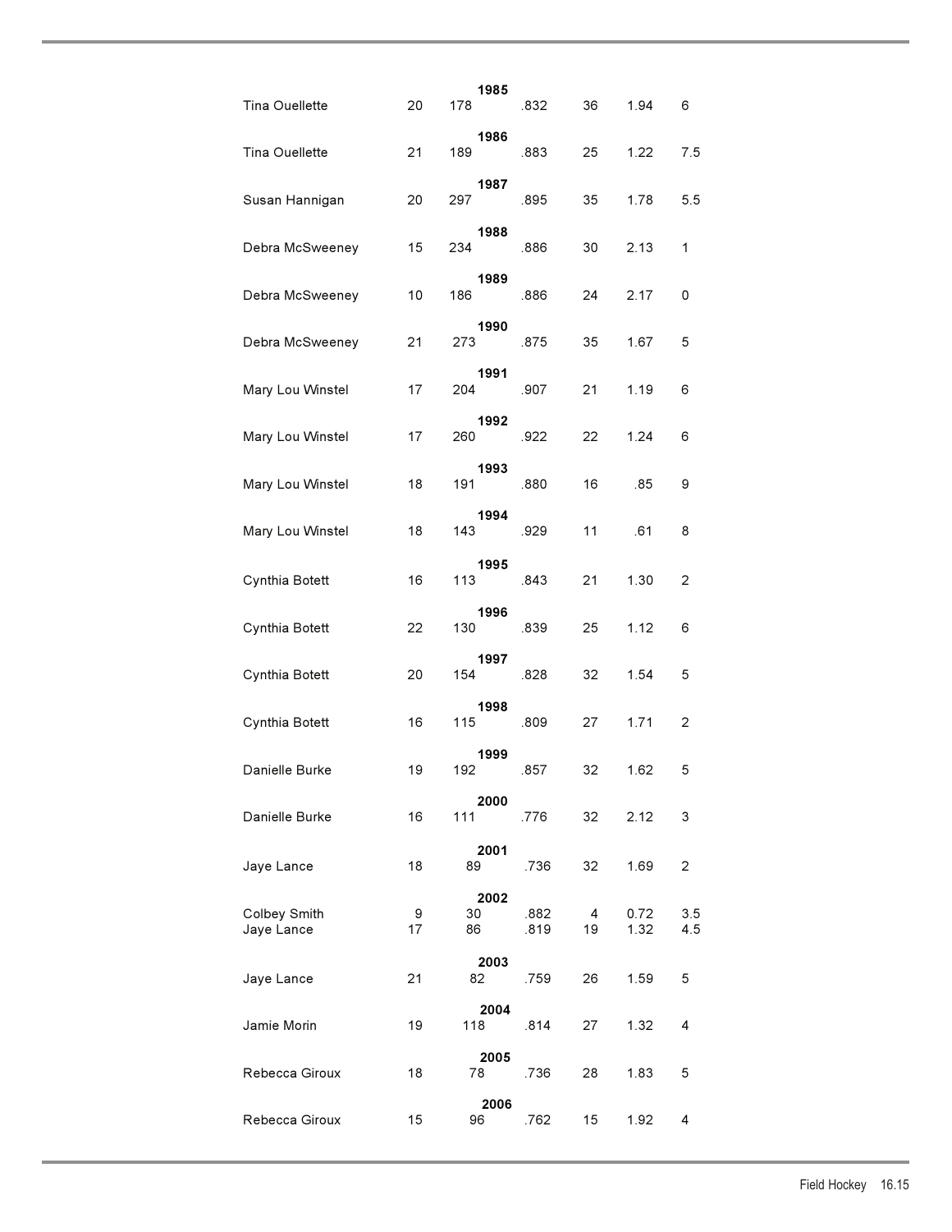| | | | | | | |
|---|---|---|---|---|---|---|
| **1985** | | | | | | |
| Tina Ouellette | 20 | 178 | .832 | 36 | 1.94 | 6 |
| **1986** | | | | | | |
| Tina Ouellette | 21 | 189 | .883 | 25 | 1.22 | 7.5 |
| **1987** | | | | | | |
| Susan Hannigan | 20 | 297 | .895 | 35 | 1.78 | 5.5 |
| **1988** | | | | | | |
| Debra McSweeney | 15 | 234 | .886 | 30 | 2.13 | 1 |
| **1989** | | | | | | |
| Debra McSweeney | 10 | 186 | .886 | 24 | 2.17 | 0 |
| **1990** | | | | | | |
| Debra McSweeney | 21 | 273 | .875 | 35 | 1.67 | 5 |
| **1991** | | | | | | |
| Mary Lou Winstel | 17 | 204 | .907 | 21 | 1.19 | 6 |
| **1992** | | | | | | |
| Mary Lou Winstel | 17 | 260 | .922 | 22 | 1.24 | 6 |
| **1993** | | | | | | |
| Mary Lou Winstel | 18 | 191 | .880 | 16 | .85 | 9 |
| **1994** | | | | | | |
| Mary Lou Winstel | 18 | 143 | .929 | 11 | .61 | 8 |
| **1995** | | | | | | |
| Cynthia Botett | 16 | 113 | .843 | 21 | 1.30 | 2 |
| **1996** | | | | | | |
| Cynthia Botett | 22 | 130 | .839 | 25 | 1.12 | 6 |
| **1997** | | | | | | |
| Cynthia Botett | 20 | 154 | .828 | 32 | 1.54 | 5 |
| **1998** | | | | | | |
| Cynthia Botett | 16 | 115 | .809 | 27 | 1.71 | 2 |
| **1999** | | | | | | |
| Danielle Burke | 19 | 192 | .857 | 32 | 1.62 | 5 |
| **2000** | | | | | | |
| Danielle Burke | 16 | 111 | .776 | 32 | 2.12 | 3 |
| **2001** | | | | | | |
| Jaye Lance | 18 | 89 | .736 | 32 | 1.69 | 2 |
| **2002** | | | | | | |
| Colbey Smith | 9 | 30 | .882 | 4 | 0.72 | 3.5 |
| Jaye Lance | 17 | 86 | .819 | 19 | 1.32 | 4.5 |
| **2003** | | | | | | |
| Jaye Lance | 21 | 82 | .759 | 26 | 1.59 | 5 |
| **2004** | | | | | | |
| Jamie Morin | 19 | 118 | .814 | 27 | 1.32 | 4 |
| **2005** | | | | | | |
| Rebecca Giroux | 18 | 78 | .736 | 28 | 1.83 | 5 |
| **2006** | | | | | | |
| Rebecca Giroux | 15 | 96 | .762 | 15 | 1.92 | 4 |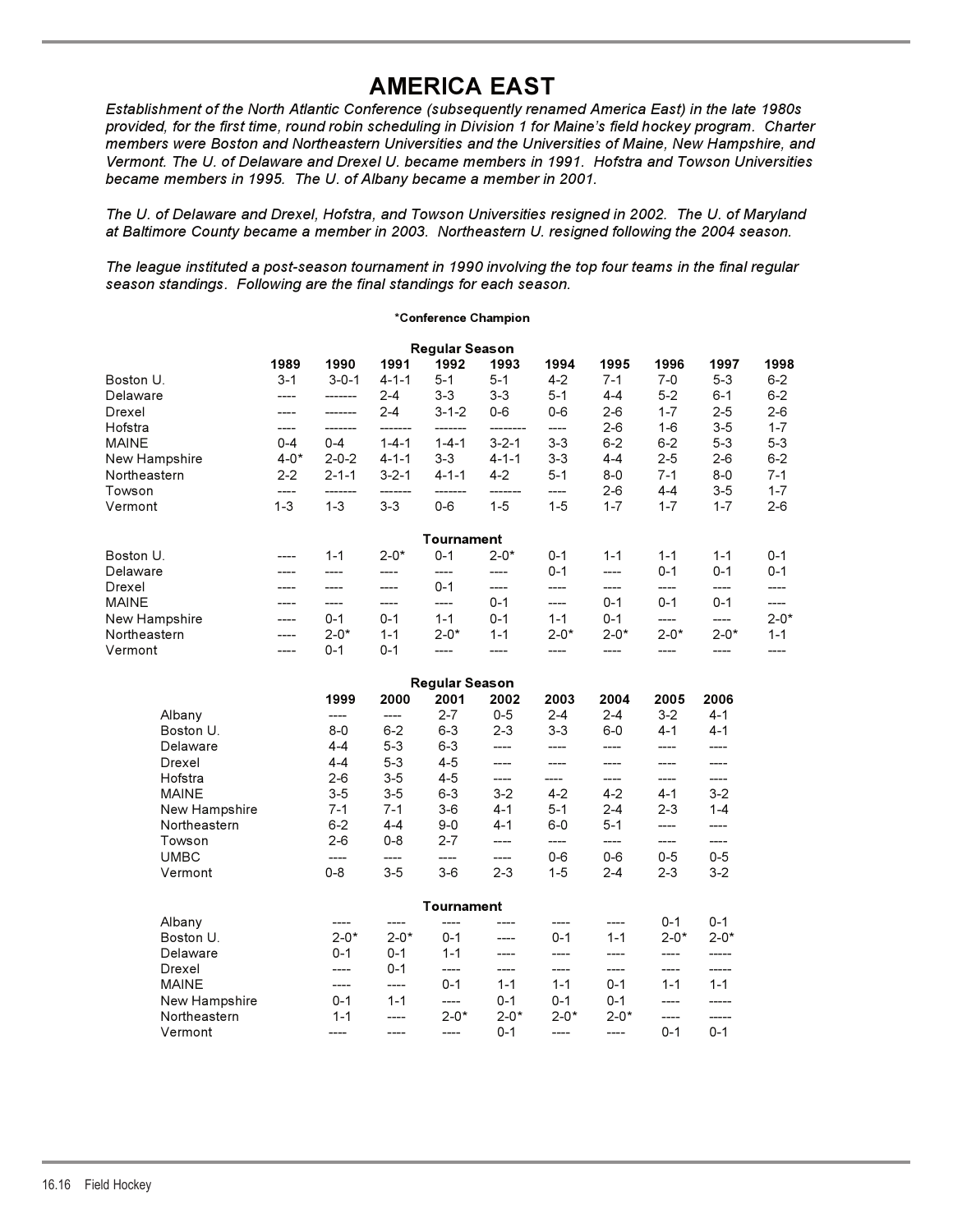# AMERICA EAST

*Establishment of the North Atlantic Conference (subsequently renamed America East) in the late 1980s provided, for the first time, round robin scheduling in Division 1 for Maine's field hockey program. Charter members were Boston and Northeastern Universities and the Universities of Maine, New Hampshire, and Vermont. The U. of Delaware and Drexel U. became members in 1991. Hofstra and Towson Universities became members in 1995. The U. of Albany became a member in 2001.*

*The U. of Delaware and Drexel, Hofstra, and Towson Universities resigned in 2002. The U. of Maryland at Baltimore County became a member in 2003. Northeastern U. resigned following the 2004 season.*

*The league instituted a post-season tournament in 1990 involving the top four teams in the final regular season standings. Following are the final standings for each season.*

**\*Conference Champion**

**Regular Season**

| | 1989 | 1990 | 1991 | 1992 | 1993 | 1994 | 1995 | 1996 | 1997 | 1998 |
|---|---|---|---|---|---|---|---|---|---|---|
| Boston U. | 3-1 | 3-0-1 | 4-1-1 | 5-1 | 5-1 | 4-2 | 7-1 | 7-0 | 5-3 | 6-2 |
| Delaware | ---- | ------- | 2-4 | 3-3 | 3-3 | 5-1 | 4-4 | 5-2 | 6-1 | 6-2 |
| Drexel | ---- | ------- | 2-4 | 3-1-2 | 0-6 | 0-6 | 2-6 | 1-7 | 2-5 | 2-6 |
| Hofstra | ---- | ------- | ------- | ------- | -------- | ---- | 2-6 | 1-6 | 3-5 | 1-7 |
| MAINE | 0-4 | 0-4 | 1-4-1 | 1-4-1 | 3-2-1 | 3-3 | 6-2 | 6-2 | 5-3 | 5-3 |
| New Hampshire | 4-0* | 2-0-2 | 4-1-1 | 3-3 | 4-1-1 | 3-3 | 4-4 | 2-5 | 2-6 | 6-2 |
| Northeastern | 2-2 | 2-1-1 | 3-2-1 | 4-1-1 | 4-2 | 5-1 | 8-0 | 7-1 | 8-0 | 7-1 |
| Towson | ---- | ------- | ------- | ------- | ------- | ---- | 2-6 | 4-4 | 3-5 | 1-7 |
| Vermont | 1-3 | 1-3 | 3-3 | 0-6 | 1-5 | 1-5 | 1-7 | 1-7 | 1-7 | 2-6 |

**Tournament**

| | 1989 | 1990 | 1991 | 1992 | 1993 | 1994 | 1995 | 1996 | 1997 | 1998 |
|---|---|---|---|---|---|---|---|---|---|---|
| Boston U. | ---- | 1-1 | 2-0* | 0-1 | 2-0* | 0-1 | 1-1 | 1-1 | 1-1 | 0-1 |
| Delaware | ---- | ---- | ---- | ---- | ---- | 0-1 | ---- | 0-1 | 0-1 | 0-1 |
| Drexel | ---- | ---- | ---- | 0-1 | ---- | ---- | ---- | ---- | ---- | ---- |
| MAINE | ---- | ---- | ---- | ---- | 0-1 | ---- | 0-1 | 0-1 | 0-1 | ---- |
| New Hampshire | ---- | 0-1 | 0-1 | 1-1 | 0-1 | 1-1 | 0-1 | ---- | ---- | 2-0* |
| Northeastern | ---- | 2-0* | 1-1 | 2-0* | 1-1 | 2-0* | 2-0* | 2-0* | 2-0* | 1-1 |
| Vermont | ---- | 0-1 | 0-1 | ---- | ---- | ---- | ---- | ---- | ---- | ---- |

**Regular Season**

| | 1999 | 2000 | 2001 | 2002 | 2003 | 2004 | 2005 | 2006 |
|---|---|---|---|---|---|---|---|---|
| Albany | ---- | ---- | 2-7 | 0-5 | 2-4 | 2-4 | 3-2 | 4-1 |
| Boston U. | 8-0 | 6-2 | 6-3 | 2-3 | 3-3 | 6-0 | 4-1 | 4-1 |
| Delaware | 4-4 | 5-3 | 6-3 | ---- | ---- | ---- | ---- | ---- |
| Drexel | 4-4 | 5-3 | 4-5 | ---- | ---- | ---- | ---- | ---- |
| Hofstra | 2-6 | 3-5 | 4-5 | ---- | ---- | ---- | ---- | ---- |
| MAINE | 3-5 | 3-5 | 6-3 | 3-2 | 4-2 | 4-2 | 4-1 | 3-2 |
| New Hampshire | 7-1 | 7-1 | 3-6 | 4-1 | 5-1 | 2-4 | 2-3 | 1-4 |
| Northeastern | 6-2 | 4-4 | 9-0 | 4-1 | 6-0 | 5-1 | ---- | ---- |
| Towson | 2-6 | 0-8 | 2-7 | ---- | ---- | ---- | ---- | ---- |
| UMBC | ---- | ---- | ---- | ---- | 0-6 | 0-6 | 0-5 | 0-5 |
| Vermont | 0-8 | 3-5 | 3-6 | 2-3 | 1-5 | 2-4 | 2-3 | 3-2 |

**Tournament**

| | 1999 | 2000 | 2001 | 2002 | 2003 | 2004 | 2005 | 2006 |
|---|---|---|---|---|---|---|---|---|
| Albany | ---- | ---- | ---- | ---- | ---- | ---- | 0-1 | 0-1 |
| Boston U. | 2-0* | 2-0* | 0-1 | ---- | 0-1 | 1-1 | 2-0* | 2-0* |
| Delaware | 0-1 | 0-1 | 1-1 | ---- | ---- | ---- | ---- | ----- |
| Drexel | ---- | 0-1 | ---- | ---- | ---- | ---- | ---- | ----- |
| MAINE | ---- | ---- | 0-1 | 1-1 | 1-1 | 0-1 | 1-1 | 1-1 |
| New Hampshire | 0-1 | 1-1 | ---- | 0-1 | 0-1 | 0-1 | ---- | ----- |
| Northeastern | 1-1 | ---- | 2-0* | 2-0* | 2-0* | 2-0* | ---- | ----- |
| Vermont | ---- | ---- | ---- | 0-1 | ---- | ---- | 0-1 | 0-1 |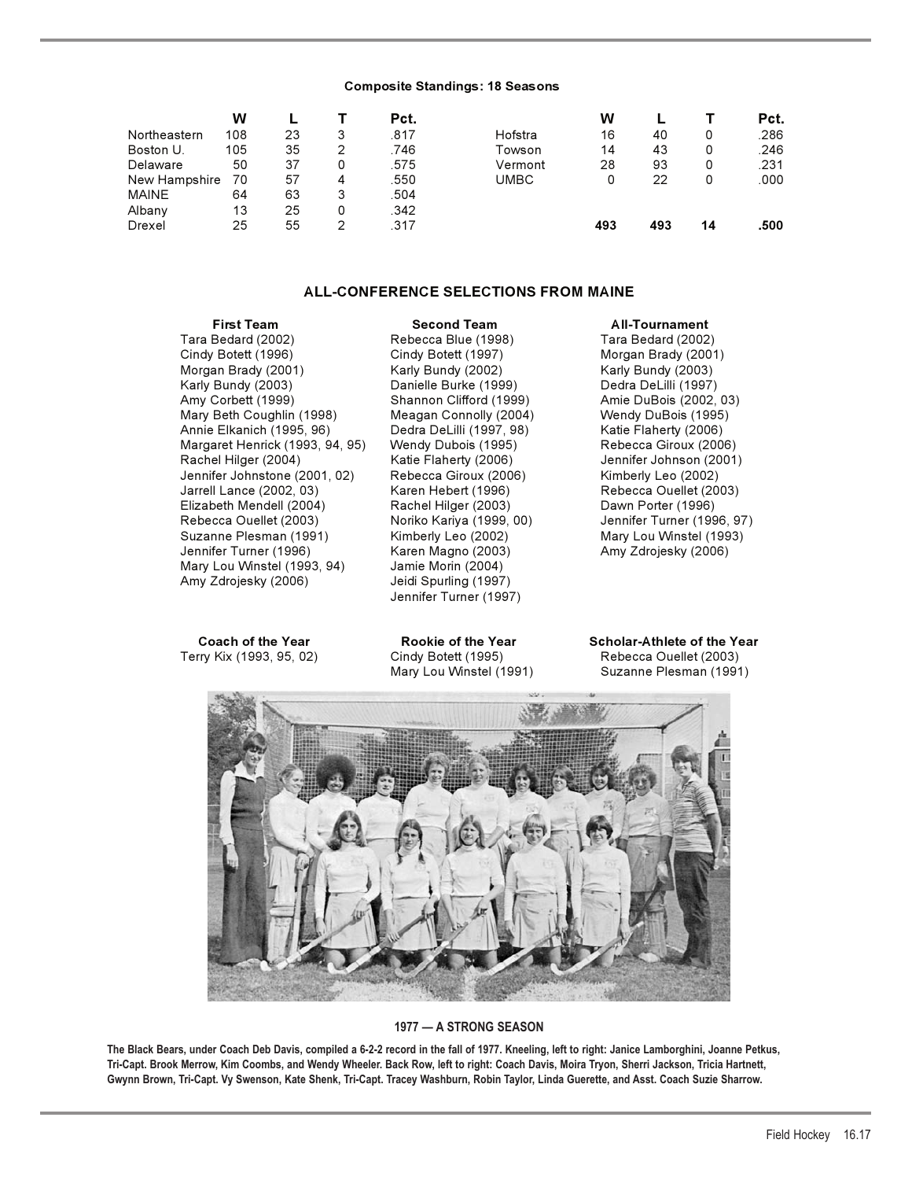### Composite Standings: 18 Seasons

| | W | L | T | Pct. |
|---|---|---|---|---|
| Northeastern | 108 | 23 | 3 | .817 |
| Boston U. | 105 | 35 | 2 | .746 |
| Delaware | 50 | 37 | 0 | .575 |
| New Hampshire | 70 | 57 | 4 | .550 |
| MAINE | 64 | 63 | 3 | .504 |
| Albany | 13 | 25 | 0 | .342 |
| Drexel | 25 | 55 | 2 | .317 |
| Hofstra | 16 | 40 | 0 | .286 |
| Towson | 14 | 43 | 0 | .246 |
| Vermont | 28 | 93 | 0 | .231 |
| UMBC | 0 | 22 | 0 | .000 |
| | **493** | **493** | **14** | **.500** |

## ALL-CONFERENCE SELECTIONS FROM MAINE

**First Team**
- Tara Bedard (2002)
- Cindy Botett (1996)
- Morgan Brady (2001)
- Karly Bundy (2003)
- Amy Corbett (1999)
- Mary Beth Coughlin (1998)
- Annie Elkanich (1995, 96)
- Margaret Henrick (1993, 94, 95)
- Rachel Hilger (2004)
- Jennifer Johnstone (2001, 02)
- Jarrell Lance (2002, 03)
- Elizabeth Mendell (2004)
- Rebecca Ouellet (2003)
- Suzanne Plesman (1991)
- Jennifer Turner (1996)
- Mary Lou Winstel (1993, 94)
- Amy Zdrojesky (2006)

**Second Team**
- Rebecca Blue (1998)
- Cindy Botett (1997)
- Karly Bundy (2002)
- Danielle Burke (1999)
- Shannon Clifford (1999)
- Meagan Connolly (2004)
- Dedra DeLilli (1997, 98)
- Wendy Dubois (1995)
- Katie Flaherty (2006)
- Rebecca Giroux (2006)
- Karen Hebert (1996)
- Rachel Hilger (2003)
- Noriko Kariya (1999, 00)
- Kimberly Leo (2002)
- Karen Magno (2003)
- Jamie Morin (2004)
- Jeidi Spurling (1997)
- Jennifer Turner (1997)

**All-Tournament**
- Tara Bedard (2002)
- Morgan Brady (2001)
- Karly Bundy (2003)
- Dedra DeLilli (1997)
- Amie DuBois (2002, 03)
- Wendy DuBois (1995)
- Katie Flaherty (2006)
- Rebecca Giroux (2006)
- Jennifer Johnson (2001)
- Kimberly Leo (2002)
- Rebecca Ouellet (2003)
- Dawn Porter (1996)
- Jennifer Turner (1996, 97)
- Mary Lou Winstel (1993)
- Amy Zdrojesky (2006)

**Coach of the Year**
- Terry Kix (1993, 95, 02)

**Rookie of the Year**
- Cindy Botett (1995)
- Mary Lou Winstel (1991)

**Scholar-Athlete of the Year**
- Rebecca Ouellet (2003)
- Suzanne Plesman (1991)

**1977 — A STRONG SEASON**

**The Black Bears, under Coach Deb Davis, compiled a 6-2-2 record in the fall of 1977. Kneeling, left to right: Janice Lamborghini, Joanne Petkus, Tri-Capt. Brook Merrow, Kim Coombs, and Wendy Wheeler. Back Row, left to right: Coach Davis, Moira Tryon, Sherri Jackson, Tricia Hartnett, Gwynn Brown, Tri-Capt. Vy Swenson, Kate Shenk, Tri-Capt. Tracey Washburn, Robin Taylor, Linda Guerette, and Asst. Coach Suzie Sharrow.**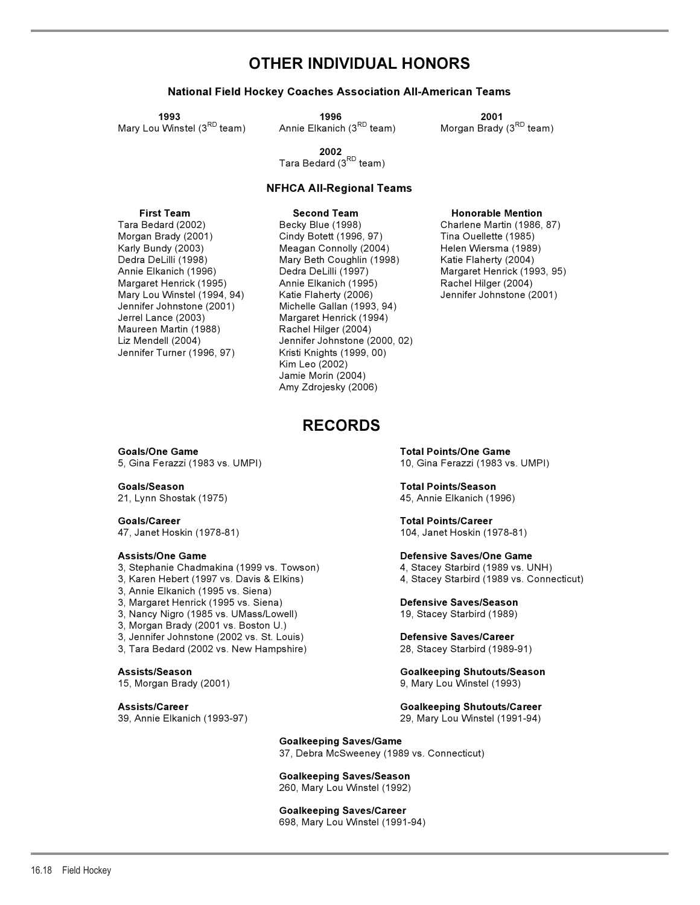# OTHER INDIVIDUAL HONORS

### National Field Hockey Coaches Association All-American Teams

**1993**
Mary Lou Winstel (3RD team)

**1996**
Annie Elkanich (3RD team)

**2001**
Morgan Brady (3RD team)

**2002**
Tara Bedard (3RD team)

### NFHCA All-Regional Teams

**First Team**
Tara Bedard (2002)
Morgan Brady (2001)
Karly Bundy (2003)
Dedra DeLilli (1998)
Annie Elkanich (1996)
Margaret Henrick (1995)
Mary Lou Winstel (1994, 94)
Jennifer Johnstone (2001)
Jerrel Lance (2003)
Maureen Martin (1988)
Liz Mendell (2004)
Jennifer Turner (1996, 97)

**Second Team**
Becky Blue (1998)
Cindy Botett (1996, 97)
Meagan Connolly (2004)
Mary Beth Coughlin (1998)
Dedra DeLilli (1997)
Annie Elkanich (1995)
Katie Flaherty (2006)
Michelle Gallan (1993, 94)
Margaret Henrick (1994)
Rachel Hilger (2004)
Jennifer Johnstone (2000, 02)
Kristi Knights (1999, 00)
Kim Leo (2002)
Jamie Morin (2004)
Amy Zdrojesky (2006)

**Honorable Mention**
Charlene Martin (1986, 87)
Tina Ouellette (1985)
Helen Wiersma (1989)
Katie Flaherty (2004)
Margaret Henrick (1993, 95)
Rachel Hilger (2004)
Jennifer Johnstone (2001)

# RECORDS

**Goals/One Game**
5, Gina Ferazzi (1983 vs. UMPI)

**Goals/Season**
21, Lynn Shostak (1975)

**Goals/Career**
47, Janet Hoskin (1978-81)

**Assists/One Game**
3, Stephanie Chadmakina (1999 vs. Towson)
3, Karen Hebert (1997 vs. Davis & Elkins)
3, Annie Elkanich (1995 vs. Siena)
3, Margaret Henrick (1995 vs. Siena)
3, Nancy Nigro (1985 vs. UMass/Lowell)
3, Morgan Brady (2001 vs. Boston U.)
3, Jennifer Johnstone (2002 vs. St. Louis)
3, Tara Bedard (2002 vs. New Hampshire)

**Assists/Season**
15, Morgan Brady (2001)

**Assists/Career**
39, Annie Elkanich (1993-97)

**Total Points/One Game**
10, Gina Ferazzi (1983 vs. UMPI)

**Total Points/Season**
45, Annie Elkanich (1996)

**Total Points/Career**
104, Janet Hoskin (1978-81)

**Defensive Saves/One Game**
4, Stacey Starbird (1989 vs. UNH)
4, Stacey Starbird (1989 vs. Connecticut)

**Defensive Saves/Season**
19, Stacey Starbird (1989)

**Defensive Saves/Career**
28, Stacey Starbird (1989-91)

**Goalkeeping Shutouts/Season**
9, Mary Lou Winstel (1993)

**Goalkeeping Shutouts/Career**
29, Mary Lou Winstel (1991-94)

**Goalkeeping Saves/Game**
37, Debra McSweeney (1989 vs. Connecticut)

**Goalkeeping Saves/Season**
260, Mary Lou Winstel (1992)

**Goalkeeping Saves/Career**
698, Mary Lou Winstel (1991-94)